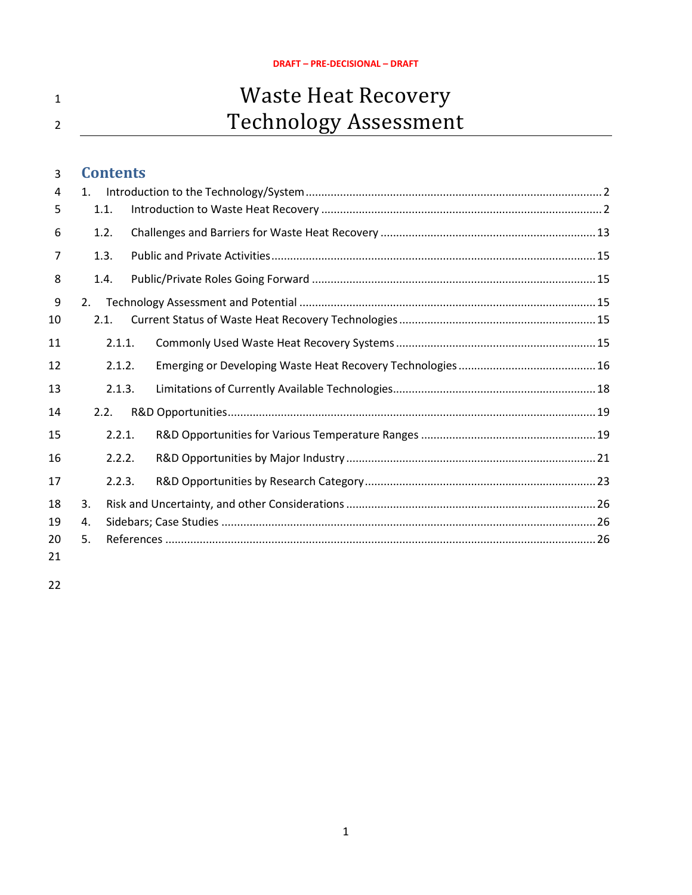DRAFT – PRE-DECISIONAL – DRAFT

# Waste Heat Recovery Technology Assessment

## Contents

1. Introduction to the Technology/System ........ 2
   - 1.1. Introduction to Waste Heat Recovery ........ 2
   - 1.2. Challenges and Barriers for Waste Heat Recovery ........ 13
   - 1.3. Public and Private Activities ........ 15
   - 1.4. Public/Private Roles Going Forward ........ 15
2. Technology Assessment and Potential ........ 15
   - 2.1. Current Status of Waste Heat Recovery Technologies ........ 15
     - 2.1.1. Commonly Used Waste Heat Recovery Systems ........ 15
     - 2.1.2. Emerging or Developing Waste Heat Recovery Technologies ........ 16
     - 2.1.3. Limitations of Currently Available Technologies ........ 18
   - 2.2. R&D Opportunities ........ 19
     - 2.2.1. R&D Opportunities for Various Temperature Ranges ........ 19
     - 2.2.2. R&D Opportunities by Major Industry ........ 21
     - 2.2.3. R&D Opportunities by Research Category ........ 23
3. Risk and Uncertainty, and other Considerations ........ 26
4. Sidebars; Case Studies ........ 26
5. References ........ 26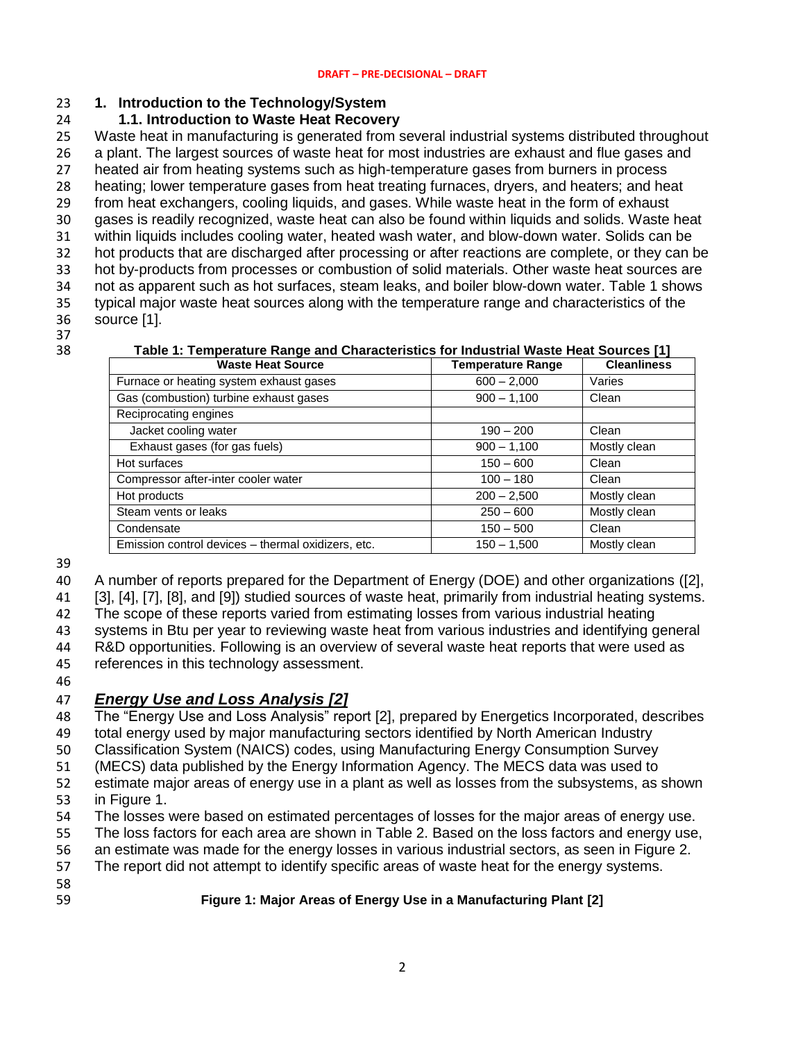## 1. Introduction to the Technology/System

### 1.1. Introduction to Waste Heat Recovery

Waste heat in manufacturing is generated from several industrial systems distributed throughout a plant. The largest sources of waste heat for most industries are exhaust and flue gases and heated air from heating systems such as high-temperature gases from burners in process heating; lower temperature gases from heat treating furnaces, dryers, and heaters; and heat from heat exchangers, cooling liquids, and gases. While waste heat in the form of exhaust gases is readily recognized, waste heat can also be found within liquids and solids. Waste heat within liquids includes cooling water, heated wash water, and blow-down water. Solids can be hot products that are discharged after processing or after reactions are complete, or they can be hot by-products from processes or combustion of solid materials. Other waste heat sources are not as apparent such as hot surfaces, steam leaks, and boiler blow-down water. Table 1 shows typical major waste heat sources along with the temperature range and characteristics of the source [1].

**Table 1: Temperature Range and Characteristics for Industrial Waste Heat Sources [1]**

| Waste Heat Source | Temperature Range | Cleanliness |
|---|---|---|
| Furnace or heating system exhaust gases | 600 – 2,000 | Varies |
| Gas (combustion) turbine exhaust gases | 900 – 1,100 | Clean |
| Reciprocating engines | | |
| Jacket cooling water | 190 – 200 | Clean |
| Exhaust gases (for gas fuels) | 900 – 1,100 | Mostly clean |
| Hot surfaces | 150 – 600 | Clean |
| Compressor after-inter cooler water | 100 – 180 | Clean |
| Hot products | 200 – 2,500 | Mostly clean |
| Steam vents or leaks | 250 – 600 | Mostly clean |
| Condensate | 150 – 500 | Clean |
| Emission control devices – thermal oxidizers, etc. | 150 – 1,500 | Mostly clean |

A number of reports prepared for the Department of Energy (DOE) and other organizations ([2], [3], [4], [7], [8], and [9]) studied sources of waste heat, primarily from industrial heating systems. The scope of these reports varied from estimating losses from various industrial heating systems in Btu per year to reviewing waste heat from various industries and identifying general R&D opportunities. Following is an overview of several waste heat reports that were used as references in this technology assessment.

***Energy Use and Loss Analysis [2]***

The "Energy Use and Loss Analysis" report [2], prepared by Energetics Incorporated, describes total energy used by major manufacturing sectors identified by North American Industry Classification System (NAICS) codes, using Manufacturing Energy Consumption Survey (MECS) data published by the Energy Information Agency. The MECS data was used to estimate major areas of energy use in a plant as well as losses from the subsystems, as shown in Figure 1.
The losses were based on estimated percentages of losses for the major areas of energy use. The loss factors for each area are shown in Table 2. Based on the loss factors and energy use, an estimate was made for the energy losses in various industrial sectors, as seen in Figure 2. The report did not attempt to identify specific areas of waste heat for the energy systems.

**Figure 1: Major Areas of Energy Use in a Manufacturing Plant [2]**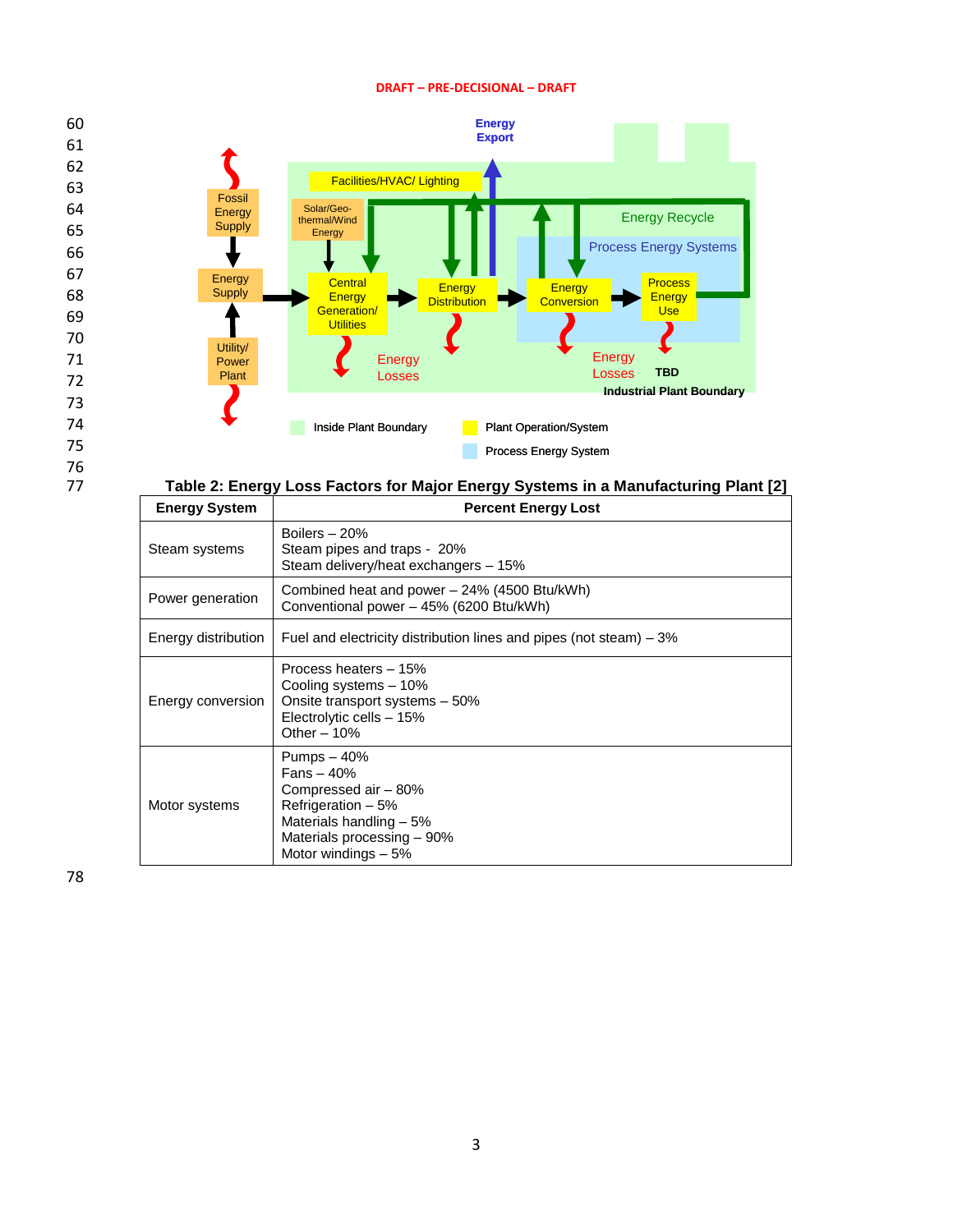Table 2: Energy Loss Factors for Major Energy Systems in a Manufacturing Plant [2]

| Energy System | Percent Energy Lost |
|---|---|
| Steam systems | Boilers – 20%<br>Steam pipes and traps - 20%<br>Steam delivery/heat exchangers – 15% |
| Power generation | Combined heat and power – 24% (4500 Btu/kWh)<br>Conventional power – 45% (6200 Btu/kWh) |
| Energy distribution | Fuel and electricity distribution lines and pipes (not steam) – 3% |
| Energy conversion | Process heaters – 15%<br>Cooling systems – 10%<br>Onsite transport systems – 50%<br>Electrolytic cells – 15%<br>Other – 10% |
| Motor systems | Pumps – 40%<br>Fans – 40%<br>Compressed air – 80%<br>Refrigeration – 5%<br>Materials handling – 5%<br>Materials processing – 90%<br>Motor windings – 5% |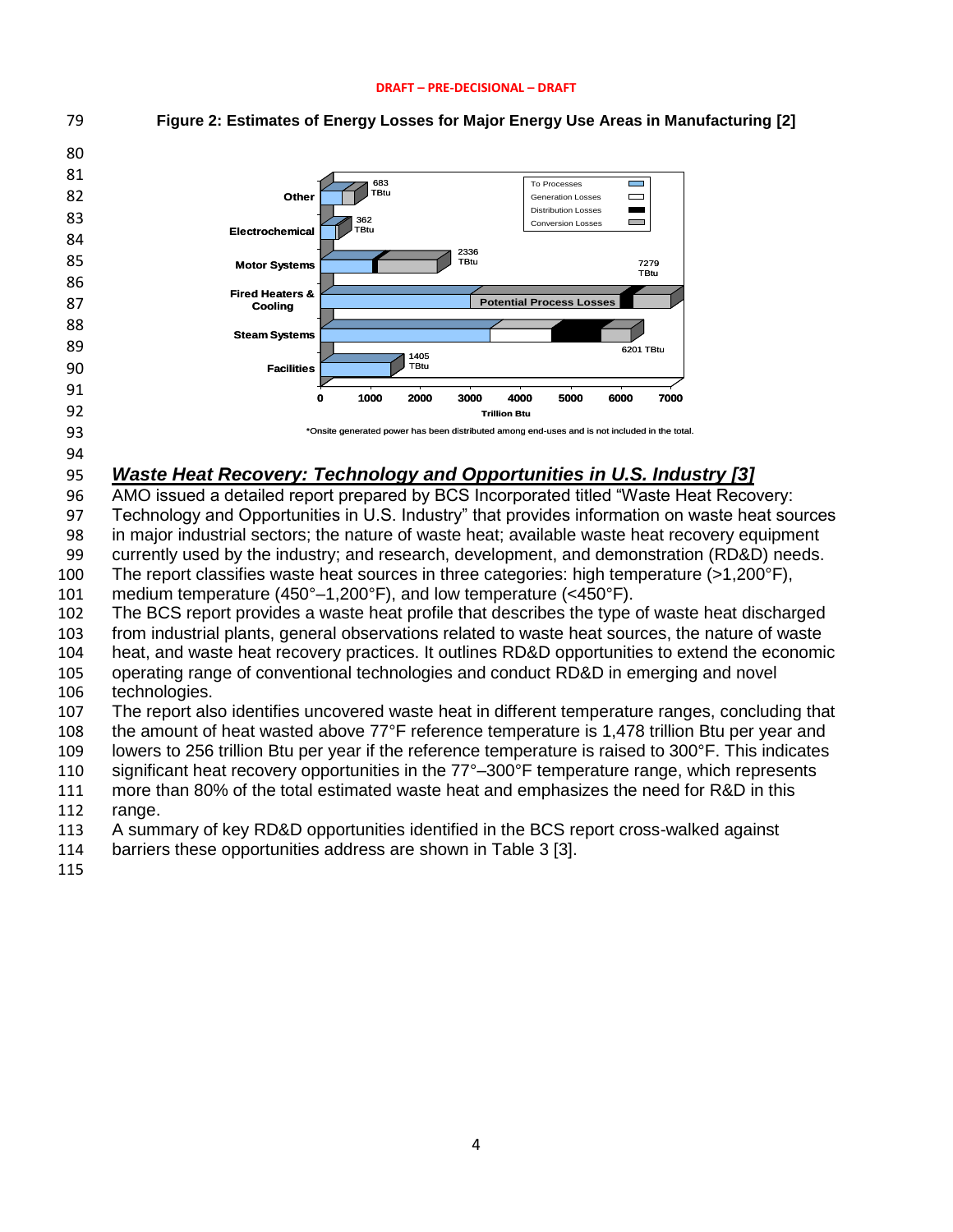**Figure 2: Estimates of Energy Losses for Major Energy Use Areas in Manufacturing [2]**

To Processes | Generation Losses | Distribution Losses | Conversion Losses

Other: 683 TBtu
Electrochemical: 362 TBtu
Motor Systems: 2336 TBtu
Fired Heaters & Cooling: 7279 TBtu — Potential Process Losses
Steam Systems: 6201 TBtu
Facilities: 1405 TBtu

0 1000 2000 3000 4000 5000 6000 7000
Trillion Btu

*Onsite generated power has been distributed among end-uses and is not included in the total.

## *Waste Heat Recovery: Technology and Opportunities in U.S. Industry [3]*

AMO issued a detailed report prepared by BCS Incorporated titled "Waste Heat Recovery: Technology and Opportunities in U.S. Industry" that provides information on waste heat sources in major industrial sectors; the nature of waste heat; available waste heat recovery equipment currently used by the industry; and research, development, and demonstration (RD&D) needs. The report classifies waste heat sources in three categories: high temperature (>1,200°F), medium temperature (450°–1,200°F), and low temperature (<450°F).

The BCS report provides a waste heat profile that describes the type of waste heat discharged from industrial plants, general observations related to waste heat sources, the nature of waste heat, and waste heat recovery practices. It outlines RD&D opportunities to extend the economic operating range of conventional technologies and conduct RD&D in emerging and novel technologies.

The report also identifies uncovered waste heat in different temperature ranges, concluding that the amount of heat wasted above 77°F reference temperature is 1,478 trillion Btu per year and lowers to 256 trillion Btu per year if the reference temperature is raised to 300°F. This indicates significant heat recovery opportunities in the 77°–300°F temperature range, which represents more than 80% of the total estimated waste heat and emphasizes the need for R&D in this range.

A summary of key RD&D opportunities identified in the BCS report cross-walked against barriers these opportunities address are shown in Table 3 [3].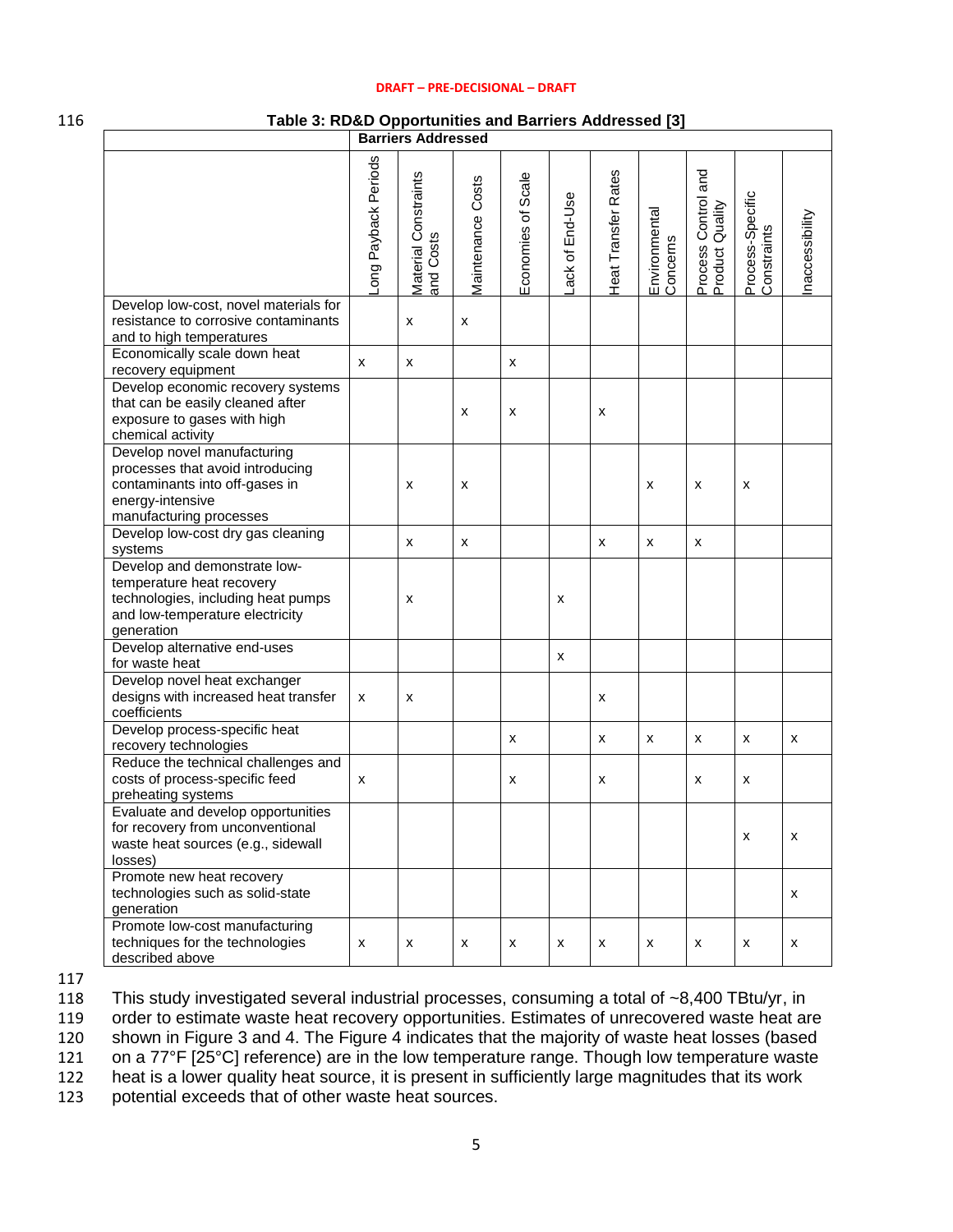**Table 3: RD&D Opportunities and Barriers Addressed [3]**

| | Barriers Addressed | | | | | | | | | |
|---|---|---|---|---|---|---|---|---|---|---|
| | Long Payback Periods | Material Constraints and Costs | Maintenance Costs | Economies of Scale | Lack of End-Use | Heat Transfer Rates | Environmental Concerns | Process Control and Product Quality | Process-Specific Constraints | Inaccessibility |
| Develop low-cost, novel materials for resistance to corrosive contaminants and to high temperatures | | x | x | | | | | | | |
| Economically scale down heat recovery equipment | x | x | | x | | | | | | |
| Develop economic recovery systems that can be easily cleaned after exposure to gases with high chemical activity | | | x | x | | x | | | | |
| Develop novel manufacturing processes that avoid introducing contaminants into off-gases in energy-intensive manufacturing processes | | x | x | | | | x | x | x | |
| Develop low-cost dry gas cleaning systems | | x | x | | | x | x | x | | |
| Develop and demonstrate low-temperature heat recovery technologies, including heat pumps and low-temperature electricity generation | | x | | | x | | | | | |
| Develop alternative end-uses for waste heat | | | | | x | | | | | |
| Develop novel heat exchanger designs with increased heat transfer coefficients | x | x | | | | x | | | | |
| Develop process-specific heat recovery technologies | | | | x | | x | x | x | x | x |
| Reduce the technical challenges and costs of process-specific feed preheating systems | x | | | x | | x | | x | x | |
| Evaluate and develop opportunities for recovery from unconventional waste heat sources (e.g., sidewall losses) | | | | | | | | | x | x |
| Promote new heat recovery technologies such as solid-state generation | | | | | | | | | | x |
| Promote low-cost manufacturing techniques for the technologies described above | x | x | x | x | x | x | x | x | x | x |

This study investigated several industrial processes, consuming a total of ~8,400 TBtu/yr, in order to estimate waste heat recovery opportunities. Estimates of unrecovered waste heat are shown in Figure 3 and 4. The Figure 4 indicates that the majority of waste heat losses (based on a 77°F [25°C] reference) are in the low temperature range. Though low temperature waste heat is a lower quality heat source, it is present in sufficiently large magnitudes that its work potential exceeds that of other waste heat sources.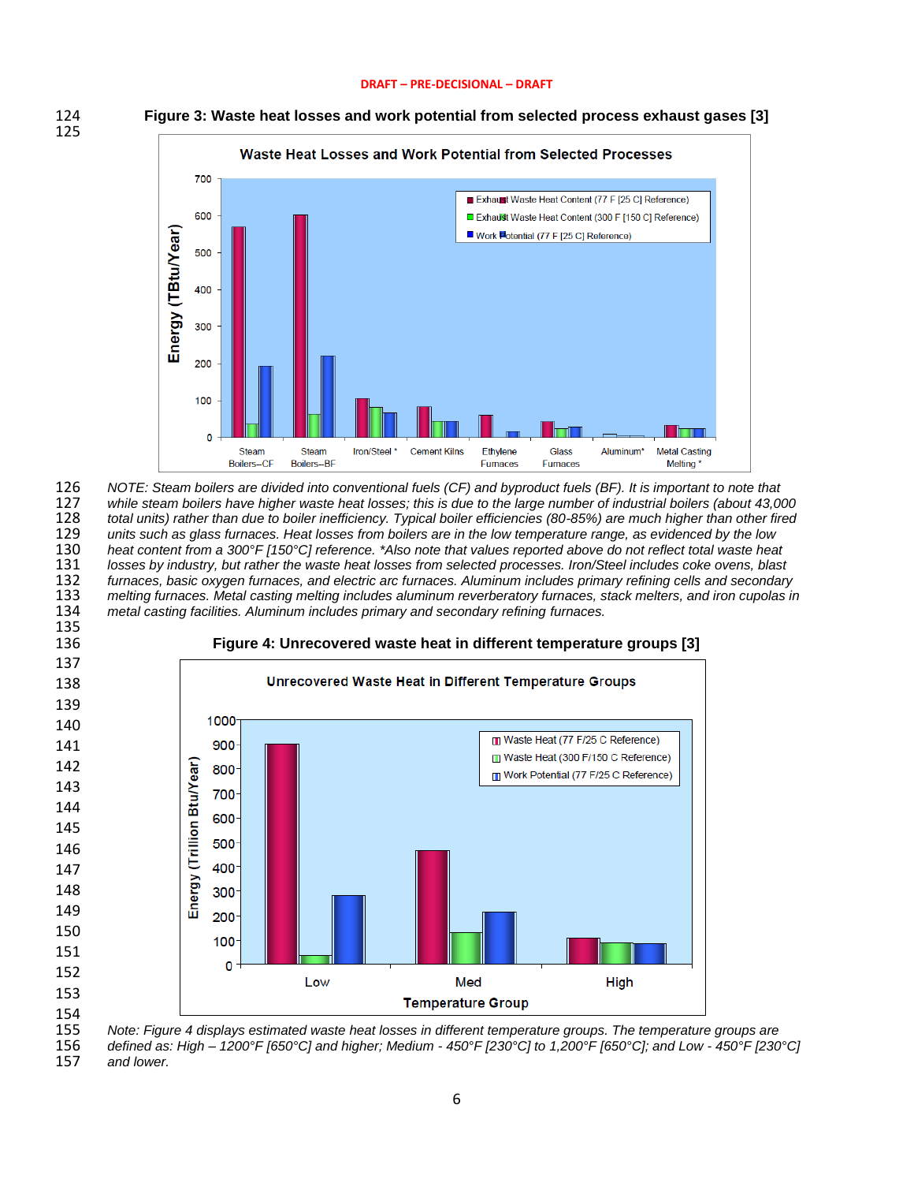**Figure 3: Waste heat losses and work potential from selected process exhaust gases [3]**

*NOTE: Steam boilers are divided into conventional fuels (CF) and byproduct fuels (BF). It is important to note that while steam boilers have higher waste heat losses; this is due to the large number of industrial boilers (about 43,000 total units) rather than due to boiler inefficiency. Typical boiler efficiencies (80-85%) are much higher than other fired units such as glass furnaces. Heat losses from boilers are in the low temperature range, as evidenced by the low heat content from a 300°F [150°C] reference. *Also note that values reported above do not reflect total waste heat losses by industry, but rather the waste heat losses from selected processes. Iron/Steel includes coke ovens, blast furnaces, basic oxygen furnaces, and electric arc furnaces. Aluminum includes primary refining cells and secondary melting furnaces. Metal casting melting includes aluminum reverberatory furnaces, stack melters, and iron cupolas in metal casting facilities. Aluminum includes primary and secondary refining furnaces.*

**Figure 4: Unrecovered waste heat in different temperature groups [3]**

*Note: Figure 4 displays estimated waste heat losses in different temperature groups. The temperature groups are defined as: High – 1200°F [650°C] and higher; Medium - 450°F [230°C] to 1,200°F [650°C]; and Low - 450°F [230°C] and lower.*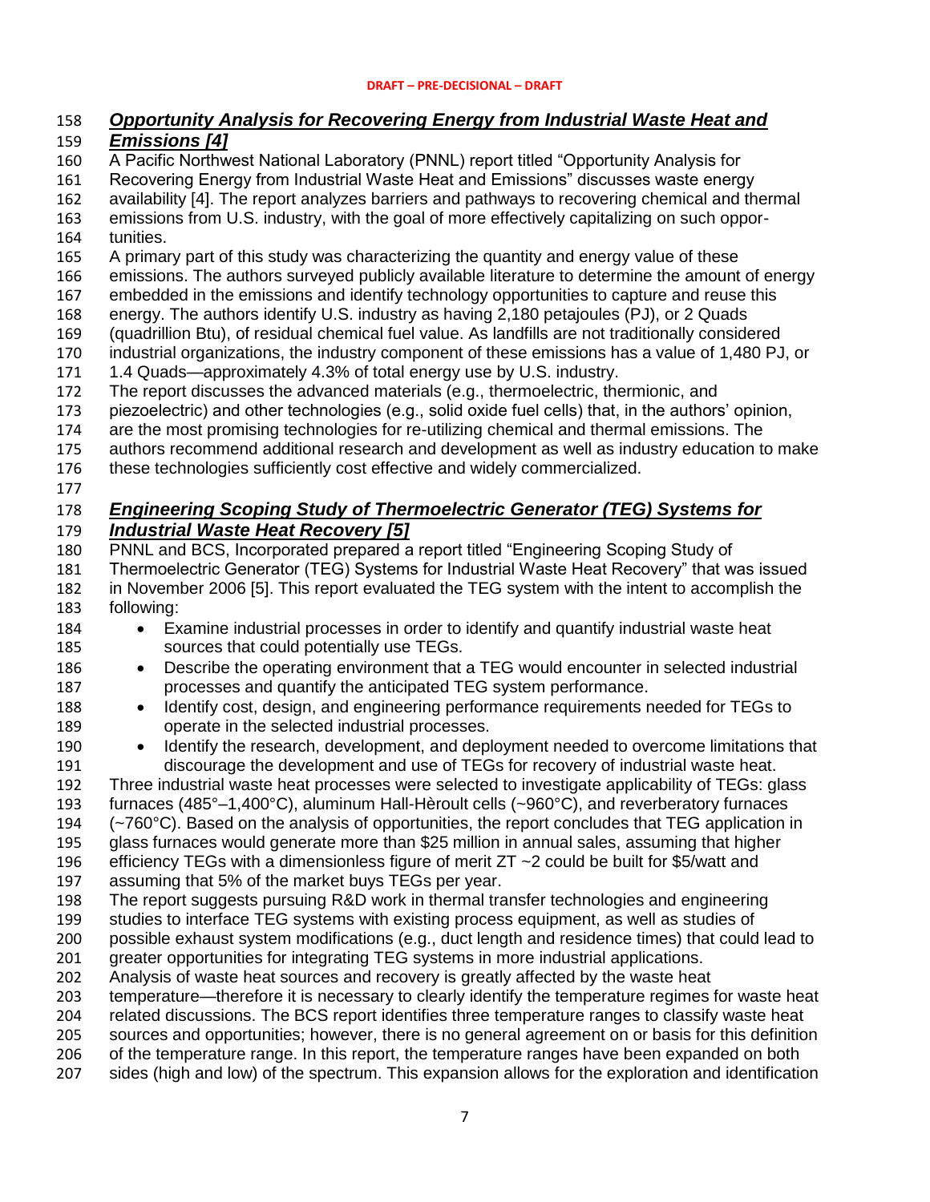## ***Opportunity Analysis for Recovering Energy from Industrial Waste Heat and Emissions [4]***

A Pacific Northwest National Laboratory (PNNL) report titled "Opportunity Analysis for Recovering Energy from Industrial Waste Heat and Emissions" discusses waste energy availability [4]. The report analyzes barriers and pathways to recovering chemical and thermal emissions from U.S. industry, with the goal of more effectively capitalizing on such opportunities.

A primary part of this study was characterizing the quantity and energy value of these emissions. The authors surveyed publicly available literature to determine the amount of energy embedded in the emissions and identify technology opportunities to capture and reuse this energy. The authors identify U.S. industry as having 2,180 petajoules (PJ), or 2 Quads (quadrillion Btu), of residual chemical fuel value. As landfills are not traditionally considered industrial organizations, the industry component of these emissions has a value of 1,480 PJ, or 1.4 Quads—approximately 4.3% of total energy use by U.S. industry.

The report discusses the advanced materials (e.g., thermoelectric, thermionic, and piezoelectric) and other technologies (e.g., solid oxide fuel cells) that, in the authors' opinion, are the most promising technologies for re-utilizing chemical and thermal emissions. The authors recommend additional research and development as well as industry education to make these technologies sufficiently cost effective and widely commercialized.

## ***Engineering Scoping Study of Thermoelectric Generator (TEG) Systems for Industrial Waste Heat Recovery [5]***

PNNL and BCS, Incorporated prepared a report titled "Engineering Scoping Study of Thermoelectric Generator (TEG) Systems for Industrial Waste Heat Recovery" that was issued in November 2006 [5]. This report evaluated the TEG system with the intent to accomplish the following:

- Examine industrial processes in order to identify and quantify industrial waste heat sources that could potentially use TEGs.
- Describe the operating environment that a TEG would encounter in selected industrial processes and quantify the anticipated TEG system performance.
- Identify cost, design, and engineering performance requirements needed for TEGs to operate in the selected industrial processes.
- Identify the research, development, and deployment needed to overcome limitations that discourage the development and use of TEGs for recovery of industrial waste heat.

Three industrial waste heat processes were selected to investigate applicability of TEGs: glass furnaces (485°–1,400°C), aluminum Hall-Hèroult cells (~960°C), and reverberatory furnaces (~760°C). Based on the analysis of opportunities, the report concludes that TEG application in glass furnaces would generate more than $25 million in annual sales, assuming that higher efficiency TEGs with a dimensionless figure of merit ZT ~2 could be built for $5/watt and assuming that 5% of the market buys TEGs per year.

The report suggests pursuing R&D work in thermal transfer technologies and engineering studies to interface TEG systems with existing process equipment, as well as studies of possible exhaust system modifications (e.g., duct length and residence times) that could lead to greater opportunities for integrating TEG systems in more industrial applications.

Analysis of waste heat sources and recovery is greatly affected by the waste heat temperature—therefore it is necessary to clearly identify the temperature regimes for waste heat related discussions. The BCS report identifies three temperature ranges to classify waste heat sources and opportunities; however, there is no general agreement on or basis for this definition of the temperature range. In this report, the temperature ranges have been expanded on both sides (high and low) of the spectrum. This expansion allows for the exploration and identification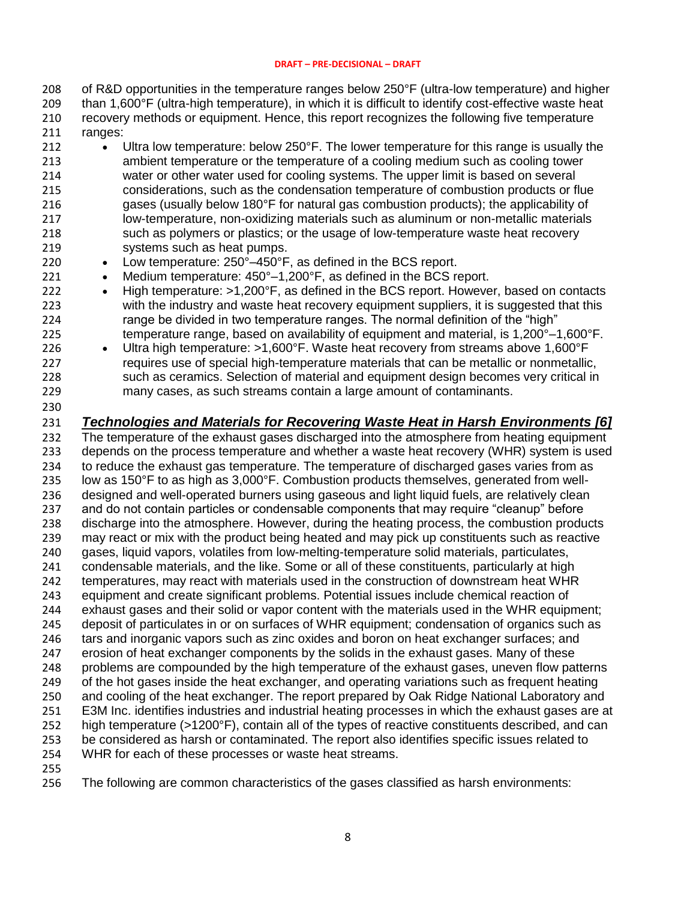of R&D opportunities in the temperature ranges below 250°F (ultra-low temperature) and higher than 1,600°F (ultra-high temperature), in which it is difficult to identify cost-effective waste heat recovery methods or equipment. Hence, this report recognizes the following five temperature ranges:

- Ultra low temperature: below 250°F. The lower temperature for this range is usually the ambient temperature or the temperature of a cooling medium such as cooling tower water or other water used for cooling systems. The upper limit is based on several considerations, such as the condensation temperature of combustion products or flue gases (usually below 180°F for natural gas combustion products); the applicability of low-temperature, non-oxidizing materials such as aluminum or non-metallic materials such as polymers or plastics; or the usage of low-temperature waste heat recovery systems such as heat pumps.
- Low temperature: 250°–450°F, as defined in the BCS report.
- Medium temperature: 450°–1,200°F, as defined in the BCS report.
- High temperature: >1,200°F, as defined in the BCS report. However, based on contacts with the industry and waste heat recovery equipment suppliers, it is suggested that this range be divided in two temperature ranges. The normal definition of the "high" temperature range, based on availability of equipment and material, is 1,200°–1,600°F.
- Ultra high temperature: >1,600°F. Waste heat recovery from streams above 1,600°F requires use of special high-temperature materials that can be metallic or nonmetallic, such as ceramics. Selection of material and equipment design becomes very critical in many cases, as such streams contain a large amount of contaminants.

## ***Technologies and Materials for Recovering Waste Heat in Harsh Environments [6]***

The temperature of the exhaust gases discharged into the atmosphere from heating equipment depends on the process temperature and whether a waste heat recovery (WHR) system is used to reduce the exhaust gas temperature. The temperature of discharged gases varies from as low as 150°F to as high as 3,000°F. Combustion products themselves, generated from well-designed and well-operated burners using gaseous and light liquid fuels, are relatively clean and do not contain particles or condensable components that may require "cleanup" before discharge into the atmosphere. However, during the heating process, the combustion products may react or mix with the product being heated and may pick up constituents such as reactive gases, liquid vapors, volatiles from low-melting-temperature solid materials, particulates, condensable materials, and the like. Some or all of these constituents, particularly at high temperatures, may react with materials used in the construction of downstream heat WHR equipment and create significant problems. Potential issues include chemical reaction of exhaust gases and their solid or vapor content with the materials used in the WHR equipment; deposit of particulates in or on surfaces of WHR equipment; condensation of organics such as tars and inorganic vapors such as zinc oxides and boron on heat exchanger surfaces; and erosion of heat exchanger components by the solids in the exhaust gases. Many of these problems are compounded by the high temperature of the exhaust gases, uneven flow patterns of the hot gases inside the heat exchanger, and operating variations such as frequent heating and cooling of the heat exchanger. The report prepared by Oak Ridge National Laboratory and E3M Inc. identifies industries and industrial heating processes in which the exhaust gases are at high temperature (>1200°F), contain all of the types of reactive constituents described, and can be considered as harsh or contaminated. The report also identifies specific issues related to WHR for each of these processes or waste heat streams.

The following are common characteristics of the gases classified as harsh environments: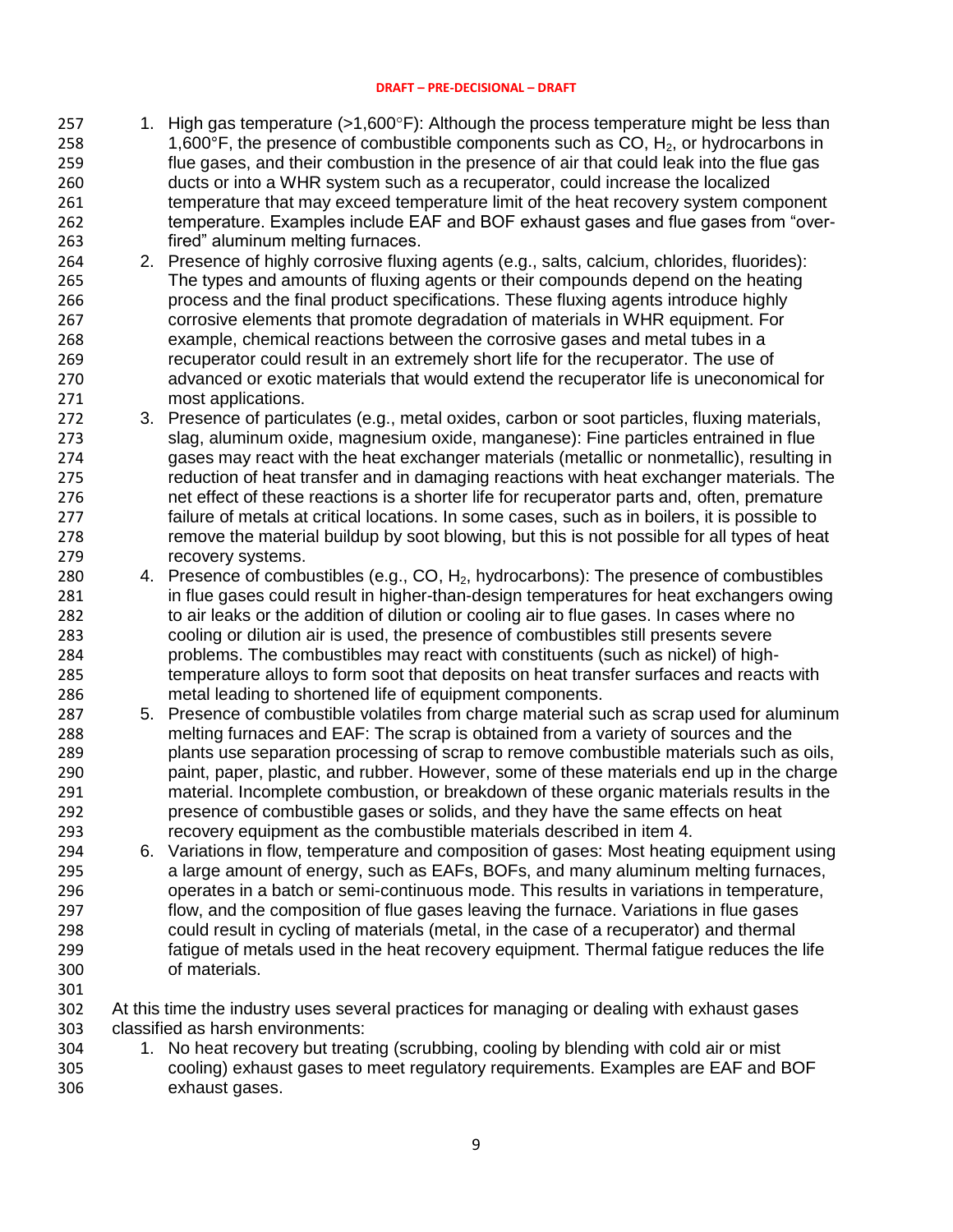1. High gas temperature (>1,600°F): Although the process temperature might be less than 1,600°F, the presence of combustible components such as CO, $H_2$, or hydrocarbons in flue gases, and their combustion in the presence of air that could leak into the flue gas ducts or into a WHR system such as a recuperator, could increase the localized temperature that may exceed temperature limit of the heat recovery system component temperature. Examples include EAF and BOF exhaust gases and flue gases from "over-fired" aluminum melting furnaces.
2. Presence of highly corrosive fluxing agents (e.g., salts, calcium, chlorides, fluorides): The types and amounts of fluxing agents or their compounds depend on the heating process and the final product specifications. These fluxing agents introduce highly corrosive elements that promote degradation of materials in WHR equipment. For example, chemical reactions between the corrosive gases and metal tubes in a recuperator could result in an extremely short life for the recuperator. The use of advanced or exotic materials that would extend the recuperator life is uneconomical for most applications.
3. Presence of particulates (e.g., metal oxides, carbon or soot particles, fluxing materials, slag, aluminum oxide, magnesium oxide, manganese): Fine particles entrained in flue gases may react with the heat exchanger materials (metallic or nonmetallic), resulting in reduction of heat transfer and in damaging reactions with heat exchanger materials. The net effect of these reactions is a shorter life for recuperator parts and, often, premature failure of metals at critical locations. In some cases, such as in boilers, it is possible to remove the material buildup by soot blowing, but this is not possible for all types of heat recovery systems.
4. Presence of combustibles (e.g., CO, $H_2$, hydrocarbons): The presence of combustibles in flue gases could result in higher-than-design temperatures for heat exchangers owing to air leaks or the addition of dilution or cooling air to flue gases. In cases where no cooling or dilution air is used, the presence of combustibles still presents severe problems. The combustibles may react with constituents (such as nickel) of high-temperature alloys to form soot that deposits on heat transfer surfaces and reacts with metal leading to shortened life of equipment components.
5. Presence of combustible volatiles from charge material such as scrap used for aluminum melting furnaces and EAF: The scrap is obtained from a variety of sources and the plants use separation processing of scrap to remove combustible materials such as oils, paint, paper, plastic, and rubber. However, some of these materials end up in the charge material. Incomplete combustion, or breakdown of these organic materials results in the presence of combustible gases or solids, and they have the same effects on heat recovery equipment as the combustible materials described in item 4.
6. Variations in flow, temperature and composition of gases: Most heating equipment using a large amount of energy, such as EAFs, BOFs, and many aluminum melting furnaces, operates in a batch or semi-continuous mode. This results in variations in temperature, flow, and the composition of flue gases leaving the furnace. Variations in flue gases could result in cycling of materials (metal, in the case of a recuperator) and thermal fatigue of metals used in the heat recovery equipment. Thermal fatigue reduces the life of materials.

At this time the industry uses several practices for managing or dealing with exhaust gases classified as harsh environments:

1. No heat recovery but treating (scrubbing, cooling by blending with cold air or mist cooling) exhaust gases to meet regulatory requirements. Examples are EAF and BOF exhaust gases.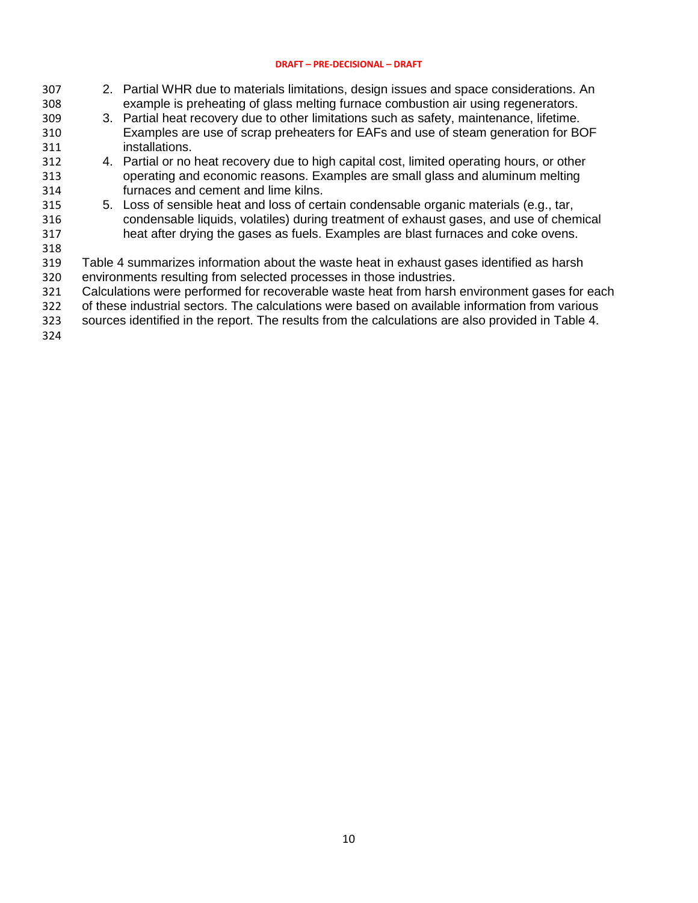2. Partial WHR due to materials limitations, design issues and space considerations. An example is preheating of glass melting furnace combustion air using regenerators.
3. Partial heat recovery due to other limitations such as safety, maintenance, lifetime. Examples are use of scrap preheaters for EAFs and use of steam generation for BOF installations.
4. Partial or no heat recovery due to high capital cost, limited operating hours, or other operating and economic reasons. Examples are small glass and aluminum melting furnaces and cement and lime kilns.
5. Loss of sensible heat and loss of certain condensable organic materials (e.g., tar, condensable liquids, volatiles) during treatment of exhaust gases, and use of chemical heat after drying the gases as fuels. Examples are blast furnaces and coke ovens.

Table 4 summarizes information about the waste heat in exhaust gases identified as harsh environments resulting from selected processes in those industries.
Calculations were performed for recoverable waste heat from harsh environment gases for each of these industrial sectors. The calculations were based on available information from various sources identified in the report. The results from the calculations are also provided in Table 4.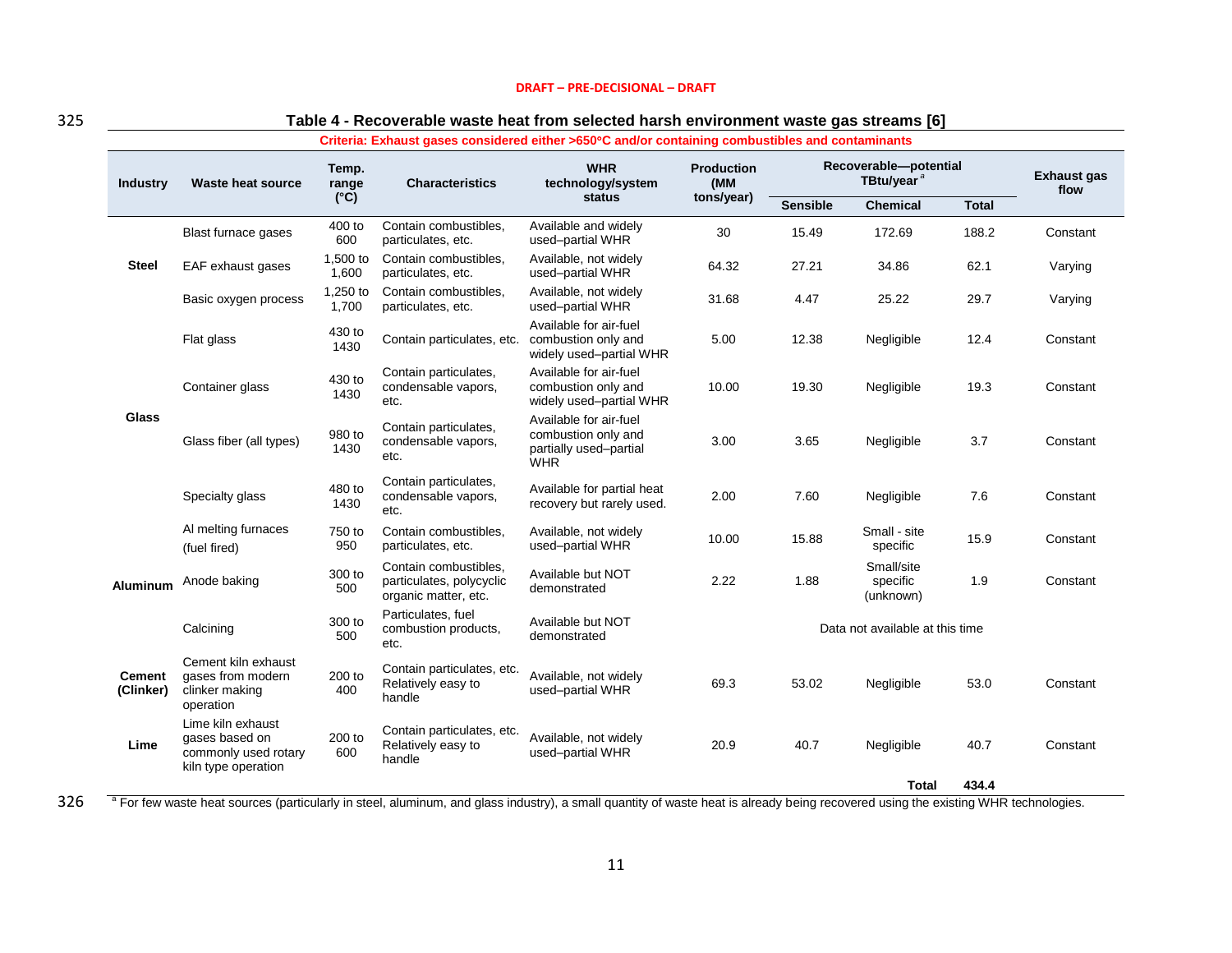**Table 4 - Recoverable waste heat from selected harsh environment waste gas streams [6]**

Criteria: Exhaust gases considered either >650°C and/or containing combustibles and contaminants

| Industry | Waste heat source | Temp. range (°C) | Characteristics | WHR technology/system status | Production (MM tons/year) | Recoverable—potential TBtu/year [a] | | | Exhaust gas flow |
|---|---|---|---|---|---|---|---|---|---|
| | | | | | | Sensible | Chemical | Total | |
| Steel | Blast furnace gases | 400 to 600 | Contain combustibles, particulates, etc. | Available and widely used–partial WHR | 30 | 15.49 | 172.69 | 188.2 | Constant |
| | EAF exhaust gases | 1,500 to 1,600 | Contain combustibles, particulates, etc. | Available, not widely used–partial WHR | 64.32 | 27.21 | 34.86 | 62.1 | Varying |
| | Basic oxygen process | 1,250 to 1,700 | Contain combustibles, particulates, etc. | Available, not widely used–partial WHR | 31.68 | 4.47 | 25.22 | 29.7 | Varying |
| Glass | Flat glass | 430 to 1430 | Contain particulates, etc. | Available for air-fuel combustion only and widely used–partial WHR | 5.00 | 12.38 | Negligible | 12.4 | Constant |
| | Container glass | 430 to 1430 | Contain particulates, condensable vapors, etc. | Available for air-fuel combustion only and widely used–partial WHR | 10.00 | 19.30 | Negligible | 19.3 | Constant |
| | Glass fiber (all types) | 980 to 1430 | Contain particulates, condensable vapors, etc. | Available for air-fuel combustion only and partially used–partial WHR | 3.00 | 3.65 | Negligible | 3.7 | Constant |
| | Specialty glass | 480 to 1430 | Contain particulates, condensable vapors, etc. | Available for partial heat recovery but rarely used. | 2.00 | 7.60 | Negligible | 7.6 | Constant |
| Aluminum | Al melting furnaces (fuel fired) | 750 to 950 | Contain combustibles, particulates, etc. | Available, not widely used–partial WHR | 10.00 | 15.88 | Small - site specific | 15.9 | Constant |
| | Anode baking | 300 to 500 | Contain combustibles, particulates, polycyclic organic matter, etc. | Available but NOT demonstrated | 2.22 | 1.88 | Small/site specific (unknown) | 1.9 | Constant |
| | Calcining | 300 to 500 | Particulates, fuel combustion products, etc. | Available but NOT demonstrated | Data not available at this time | | | | |
| Cement (Clinker) | Cement kiln exhaust gases from modern clinker making operation | 200 to 400 | Contain particulates, etc. Relatively easy to handle | Available, not widely used–partial WHR | 69.3 | 53.02 | Negligible | 53.0 | Constant |
| Lime | Lime kiln exhaust gases based on commonly used rotary kiln type operation | 200 to 600 | Contain particulates, etc. Relatively easy to handle | Available, not widely used–partial WHR | 20.9 | 40.7 | Negligible | 40.7 | Constant |
| | | | | | | | Total | 434.4 | |

[a] For few waste heat sources (particularly in steel, aluminum, and glass industry), a small quantity of waste heat is already being recovered using the existing WHR technologies.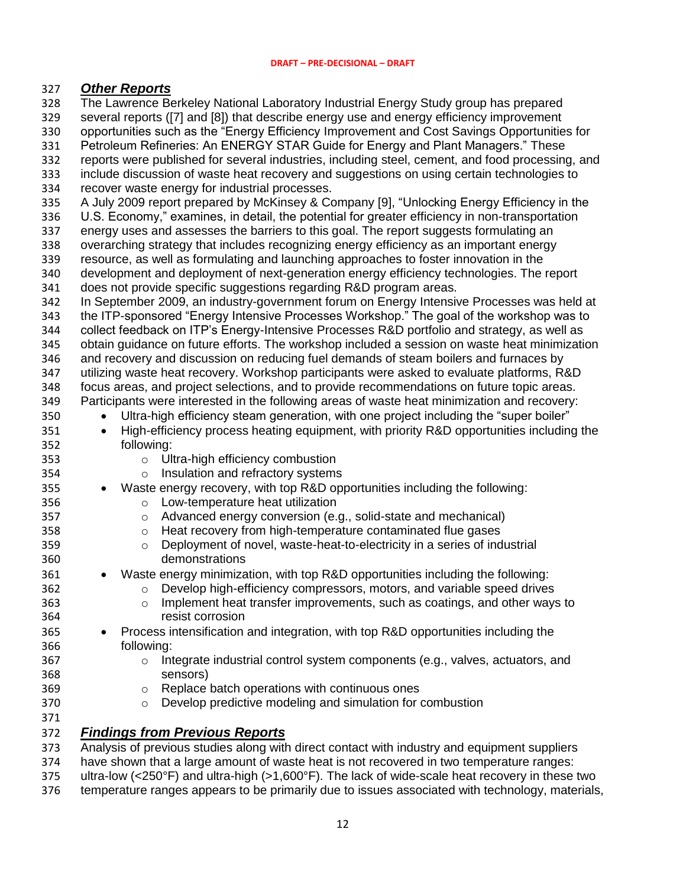### *Other Reports*

The Lawrence Berkeley National Laboratory Industrial Energy Study group has prepared several reports ([7] and [8]) that describe energy use and energy efficiency improvement opportunities such as the "Energy Efficiency Improvement and Cost Savings Opportunities for Petroleum Refineries: An ENERGY STAR Guide for Energy and Plant Managers." These reports were published for several industries, including steel, cement, and food processing, and include discussion of waste heat recovery and suggestions on using certain technologies to recover waste energy for industrial processes.

A July 2009 report prepared by McKinsey & Company [9], "Unlocking Energy Efficiency in the U.S. Economy," examines, in detail, the potential for greater efficiency in non-transportation energy uses and assesses the barriers to this goal. The report suggests formulating an overarching strategy that includes recognizing energy efficiency as an important energy resource, as well as formulating and launching approaches to foster innovation in the development and deployment of next-generation energy efficiency technologies. The report does not provide specific suggestions regarding R&D program areas.

In September 2009, an industry-government forum on Energy Intensive Processes was held at the ITP-sponsored "Energy Intensive Processes Workshop." The goal of the workshop was to collect feedback on ITP's Energy-Intensive Processes R&D portfolio and strategy, as well as obtain guidance on future efforts. The workshop included a session on waste heat minimization and recovery and discussion on reducing fuel demands of steam boilers and furnaces by utilizing waste heat recovery. Workshop participants were asked to evaluate platforms, R&D focus areas, and project selections, and to provide recommendations on future topic areas. Participants were interested in the following areas of waste heat minimization and recovery:

- Ultra-high efficiency steam generation, with one project including the "super boiler"
- High-efficiency process heating equipment, with priority R&D opportunities including the following:
  - Ultra-high efficiency combustion
  - Insulation and refractory systems
- Waste energy recovery, with top R&D opportunities including the following:
  - Low-temperature heat utilization
  - Advanced energy conversion (e.g., solid-state and mechanical)
  - Heat recovery from high-temperature contaminated flue gases
  - Deployment of novel, waste-heat-to-electricity in a series of industrial demonstrations
- Waste energy minimization, with top R&D opportunities including the following:
  - Develop high-efficiency compressors, motors, and variable speed drives
  - Implement heat transfer improvements, such as coatings, and other ways to resist corrosion
- Process intensification and integration, with top R&D opportunities including the following:
  - Integrate industrial control system components (e.g., valves, actuators, and sensors)
  - Replace batch operations with continuous ones
  - Develop predictive modeling and simulation for combustion

### *Findings from Previous Reports*

Analysis of previous studies along with direct contact with industry and equipment suppliers have shown that a large amount of waste heat is not recovered in two temperature ranges: ultra-low (<250°F) and ultra-high (>1,600°F). The lack of wide-scale heat recovery in these two temperature ranges appears to be primarily due to issues associated with technology, materials,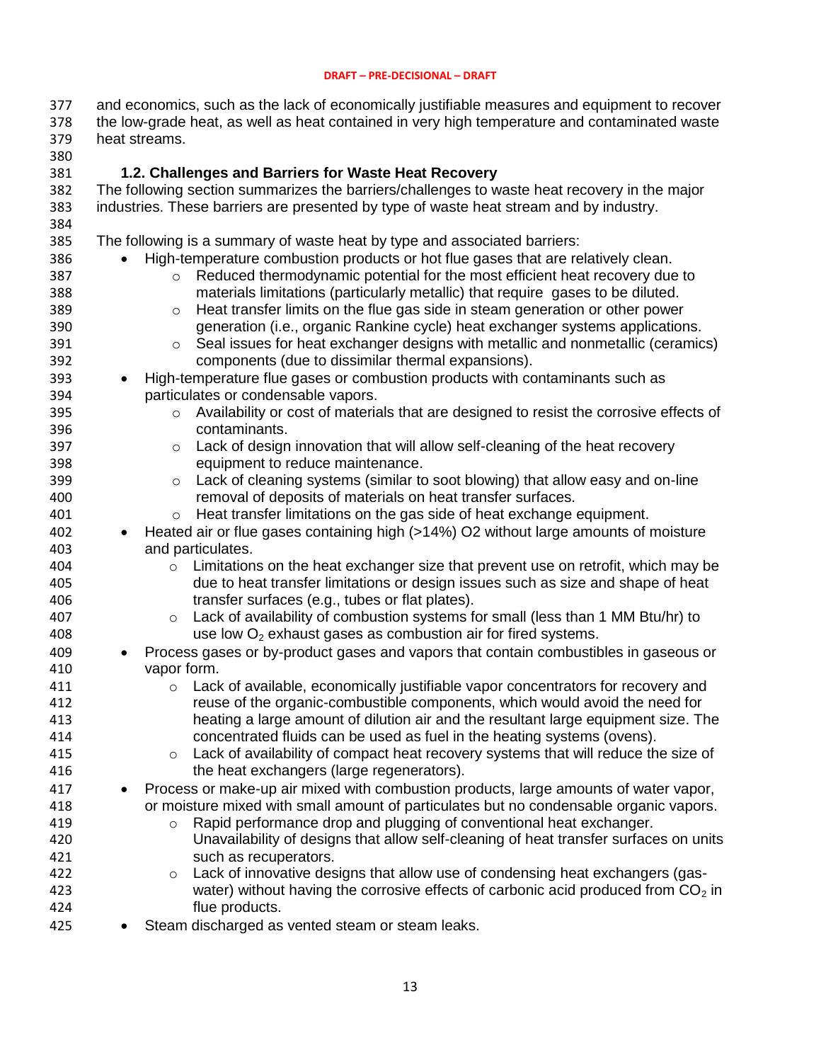and economics, such as the lack of economically justifiable measures and equipment to recover the low-grade heat, as well as heat contained in very high temperature and contaminated waste heat streams.

### 1.2. Challenges and Barriers for Waste Heat Recovery

The following section summarizes the barriers/challenges to waste heat recovery in the major industries. These barriers are presented by type of waste heat stream and by industry.

The following is a summary of waste heat by type and associated barriers:

- High-temperature combustion products or hot flue gases that are relatively clean.
  - Reduced thermodynamic potential for the most efficient heat recovery due to materials limitations (particularly metallic) that require gases to be diluted.
  - Heat transfer limits on the flue gas side in steam generation or other power generation (i.e., organic Rankine cycle) heat exchanger systems applications.
  - Seal issues for heat exchanger designs with metallic and nonmetallic (ceramics) components (due to dissimilar thermal expansions).
- High-temperature flue gases or combustion products with contaminants such as particulates or condensable vapors.
  - Availability or cost of materials that are designed to resist the corrosive effects of contaminants.
  - Lack of design innovation that will allow self-cleaning of the heat recovery equipment to reduce maintenance.
  - Lack of cleaning systems (similar to soot blowing) that allow easy and on-line removal of deposits of materials on heat transfer surfaces.
  - Heat transfer limitations on the gas side of heat exchange equipment.
- Heated air or flue gases containing high (>14%) O2 without large amounts of moisture and particulates.
  - Limitations on the heat exchanger size that prevent use on retrofit, which may be due to heat transfer limitations or design issues such as size and shape of heat transfer surfaces (e.g., tubes or flat plates).
  - Lack of availability of combustion systems for small (less than 1 MM Btu/hr) to use low $O_2$ exhaust gases as combustion air for fired systems.
- Process gases or by-product gases and vapors that contain combustibles in gaseous or vapor form.
  - Lack of available, economically justifiable vapor concentrators for recovery and reuse of the organic-combustible components, which would avoid the need for heating a large amount of dilution air and the resultant large equipment size. The concentrated fluids can be used as fuel in the heating systems (ovens).
  - Lack of availability of compact heat recovery systems that will reduce the size of the heat exchangers (large regenerators).
- Process or make-up air mixed with combustion products, large amounts of water vapor, or moisture mixed with small amount of particulates but no condensable organic vapors.
  - Rapid performance drop and plugging of conventional heat exchanger. Unavailability of designs that allow self-cleaning of heat transfer surfaces on units such as recuperators.
  - Lack of innovative designs that allow use of condensing heat exchangers (gas-water) without having the corrosive effects of carbonic acid produced from $CO_2$ in flue products.
- Steam discharged as vented steam or steam leaks.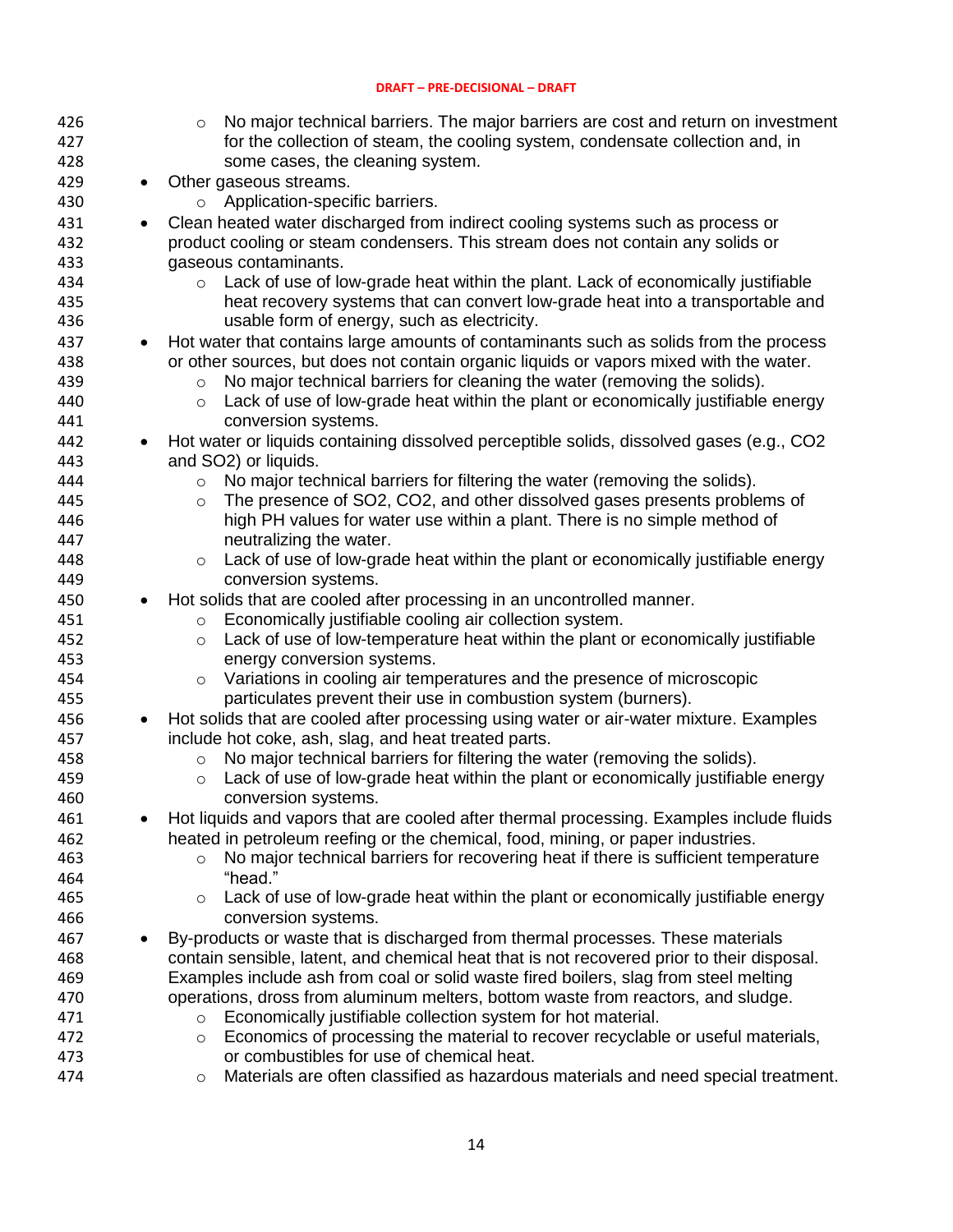- No major technical barriers. The major barriers are cost and return on investment for the collection of steam, the cooling system, condensate collection and, in some cases, the cleaning system.
- Other gaseous streams.
  - Application-specific barriers.
- Clean heated water discharged from indirect cooling systems such as process or product cooling or steam condensers. This stream does not contain any solids or gaseous contaminants.
  - Lack of use of low-grade heat within the plant. Lack of economically justifiable heat recovery systems that can convert low-grade heat into a transportable and usable form of energy, such as electricity.
- Hot water that contains large amounts of contaminants such as solids from the process or other sources, but does not contain organic liquids or vapors mixed with the water.
  - No major technical barriers for cleaning the water (removing the solids).
  - Lack of use of low-grade heat within the plant or economically justifiable energy conversion systems.
- Hot water or liquids containing dissolved perceptible solids, dissolved gases (e.g., $CO_2$ and $SO_2$) or liquids.
  - No major technical barriers for filtering the water (removing the solids).
  - The presence of $SO_2$, $CO_2$, and other dissolved gases presents problems of high PH values for water use within a plant. There is no simple method of neutralizing the water.
  - Lack of use of low-grade heat within the plant or economically justifiable energy conversion systems.
- Hot solids that are cooled after processing in an uncontrolled manner.
  - Economically justifiable cooling air collection system.
  - Lack of use of low-temperature heat within the plant or economically justifiable energy conversion systems.
  - Variations in cooling air temperatures and the presence of microscopic particulates prevent their use in combustion system (burners).
- Hot solids that are cooled after processing using water or air-water mixture. Examples include hot coke, ash, slag, and heat treated parts.
  - No major technical barriers for filtering the water (removing the solids).
  - Lack of use of low-grade heat within the plant or economically justifiable energy conversion systems.
- Hot liquids and vapors that are cooled after thermal processing. Examples include fluids heated in petroleum reefing or the chemical, food, mining, or paper industries.
  - No major technical barriers for recovering heat if there is sufficient temperature "head."
  - Lack of use of low-grade heat within the plant or economically justifiable energy conversion systems.
- By-products or waste that is discharged from thermal processes. These materials contain sensible, latent, and chemical heat that is not recovered prior to their disposal. Examples include ash from coal or solid waste fired boilers, slag from steel melting operations, dross from aluminum melters, bottom waste from reactors, and sludge.
  - Economically justifiable collection system for hot material.
  - Economics of processing the material to recover recyclable or useful materials, or combustibles for use of chemical heat.
  - Materials are often classified as hazardous materials and need special treatment.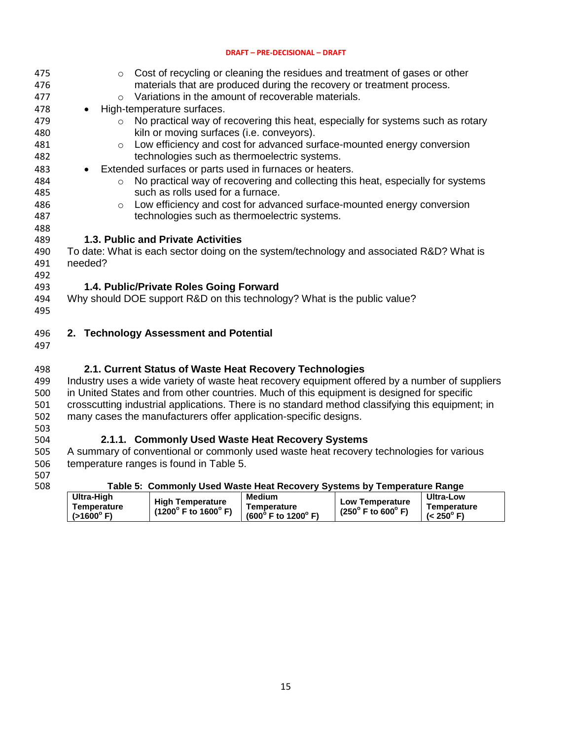- Cost of recycling or cleaning the residues and treatment of gases or other materials that are produced during the recovery or treatment process.
- Variations in the amount of recoverable materials.

- High-temperature surfaces.
  - No practical way of recovering this heat, especially for systems such as rotary kiln or moving surfaces (i.e. conveyors).
  - Low efficiency and cost for advanced surface-mounted energy conversion technologies such as thermoelectric systems.
- Extended surfaces or parts used in furnaces or heaters.
  - No practical way of recovering and collecting this heat, especially for systems such as rolls used for a furnace.
  - Low efficiency and cost for advanced surface-mounted energy conversion technologies such as thermoelectric systems.

### 1.3. Public and Private Activities

To date: What is each sector doing on the system/technology and associated R&D? What is needed?

### 1.4. Public/Private Roles Going Forward

Why should DOE support R&D on this technology? What is the public value?

## 2. Technology Assessment and Potential

### 2.1. Current Status of Waste Heat Recovery Technologies

Industry uses a wide variety of waste heat recovery equipment offered by a number of suppliers in United States and from other countries. Much of this equipment is designed for specific crosscutting industrial applications. There is no standard method classifying this equipment; in many cases the manufacturers offer application-specific designs.

#### 2.1.1. Commonly Used Waste Heat Recovery Systems

A summary of conventional or commonly used waste heat recovery technologies for various temperature ranges is found in Table 5.

**Table 5: Commonly Used Waste Heat Recovery Systems by Temperature Range**

| Ultra-High Temperature (>1600° F) | High Temperature (1200° F to 1600° F) | Medium Temperature (600° F to 1200° F) | Low Temperature (250° F to 600° F) | Ultra-Low Temperature (< 250° F) |
|---|---|---|---|---|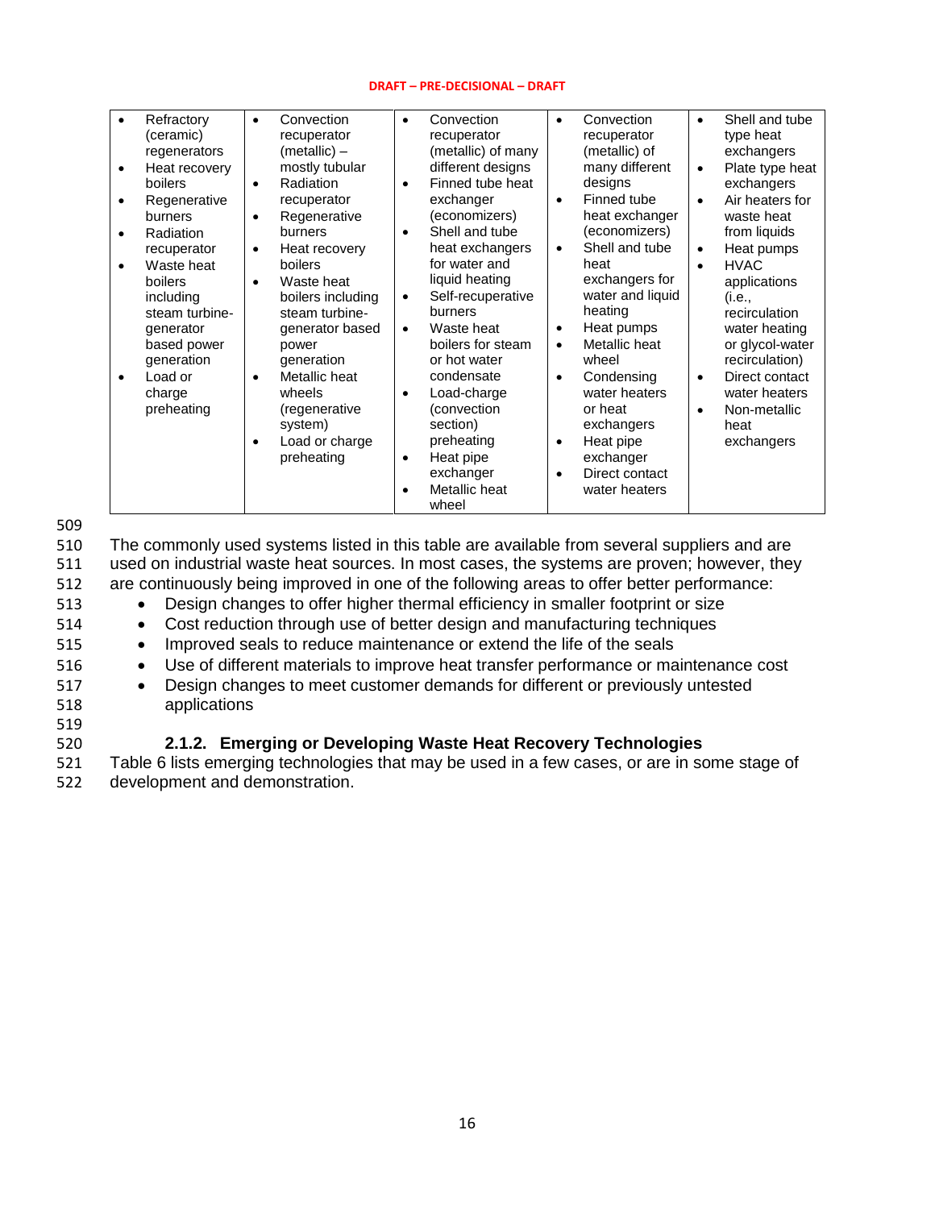| | | | | |
|---|---|---|---|---|
| • Refractory (ceramic) regenerators<br>• Heat recovery boilers<br>• Regenerative burners<br>• Radiation recuperator<br>• Waste heat boilers including steam turbine-generator based power generation<br>• Load or charge preheating | • Convection recuperator (metallic) – mostly tubular<br>• Radiation recuperator<br>• Regenerative burners<br>• Heat recovery boilers<br>• Waste heat boilers including steam turbine-generator based power generation<br>• Metallic heat wheels (regenerative system)<br>• Load or charge preheating | • Convection recuperator (metallic) of many different designs<br>• Finned tube heat exchanger (economizers)<br>• Shell and tube heat exchangers for water and liquid heating<br>• Self-recuperative burners<br>• Waste heat boilers for steam or hot water condensate<br>• Load-charge (convection section) preheating<br>• Heat pipe exchanger<br>• Metallic heat wheel | • Convection recuperator (metallic) of many different designs<br>• Finned tube heat exchanger (economizers)<br>• Shell and tube heat exchangers for water and liquid heating<br>• Heat pumps<br>• Metallic heat wheel<br>• Condensing water heaters or heat exchangers<br>• Heat pipe exchanger<br>• Direct contact water heaters | • Shell and tube type heat exchangers<br>• Plate type heat exchangers<br>• Air heaters for waste heat from liquids<br>• Heat pumps<br>• HVAC applications (i.e., recirculation water heating or glycol-water recirculation)<br>• Direct contact water heaters<br>• Non-metallic heat exchangers |

The commonly used systems listed in this table are available from several suppliers and are used on industrial waste heat sources. In most cases, the systems are proven; however, they are continuously being improved in one of the following areas to offer better performance:

- Design changes to offer higher thermal efficiency in smaller footprint or size
- Cost reduction through use of better design and manufacturing techniques
- Improved seals to reduce maintenance or extend the life of the seals
- Use of different materials to improve heat transfer performance or maintenance cost
- Design changes to meet customer demands for different or previously untested applications

### 2.1.2. Emerging or Developing Waste Heat Recovery Technologies

Table 6 lists emerging technologies that may be used in a few cases, or are in some stage of development and demonstration.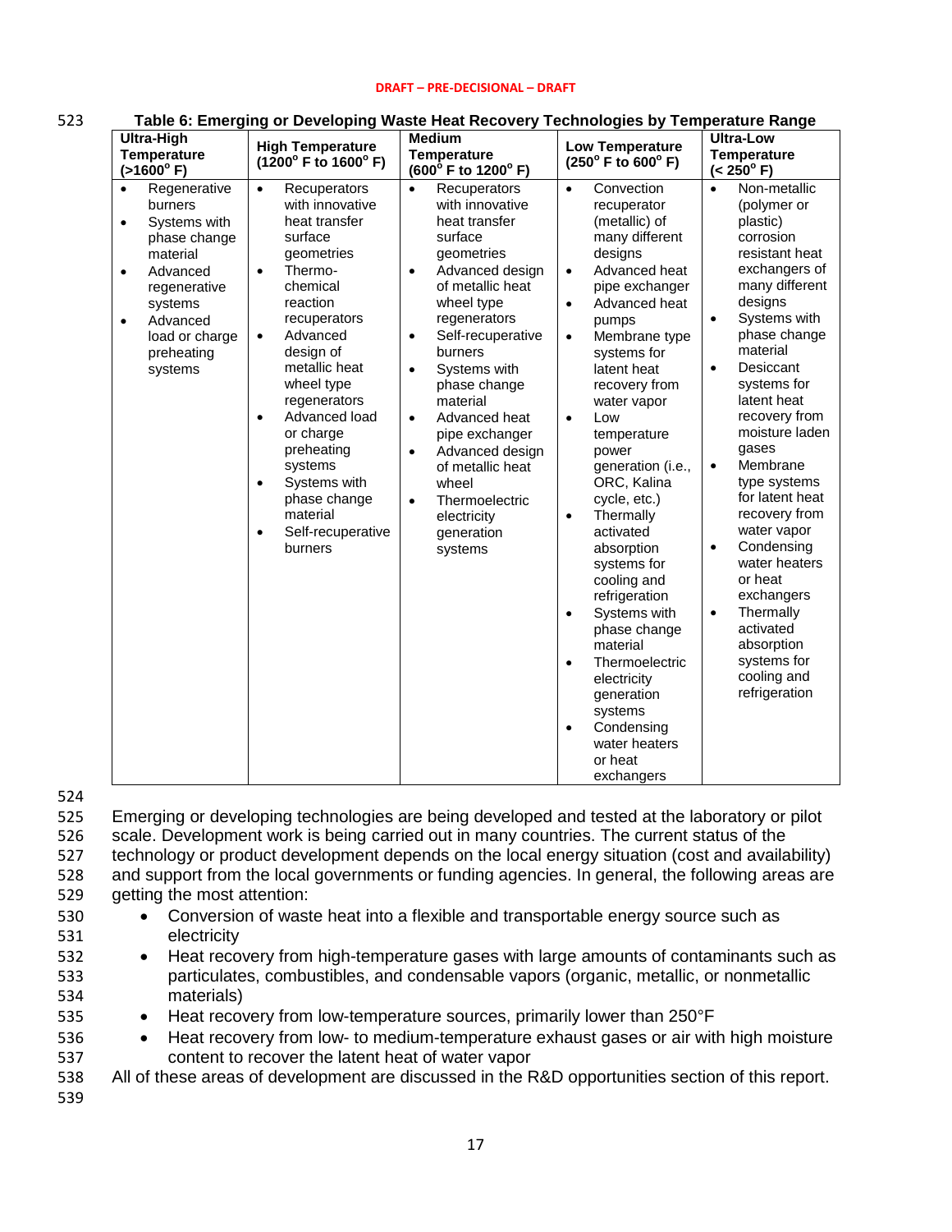**Table 6: Emerging or Developing Waste Heat Recovery Technologies by Temperature Range**

| Ultra-High Temperature (>1600° F) | High Temperature (1200° F to 1600° F) | Medium Temperature (600° F to 1200° F) | Low Temperature (250° F to 600° F) | Ultra-Low Temperature (< 250° F) |
|---|---|---|---|---|
| • Regenerative burners<br>• Systems with phase change material<br>• Advanced regenerative systems<br>• Advanced load or charge preheating systems | • Recuperators with innovative heat transfer surface geometries<br>• Thermo-chemical reaction recuperators<br>• Advanced design of metallic heat wheel type regenerators<br>• Advanced load or charge preheating systems<br>• Systems with phase change material<br>• Self-recuperative burners | • Recuperators with innovative heat transfer surface geometries<br>• Advanced design of metallic heat wheel type regenerators<br>• Self-recuperative burners<br>• Systems with phase change material<br>• Advanced heat pipe exchanger<br>• Advanced design of metallic heat wheel<br>• Thermoelectric electricity generation systems | • Convection recuperator (metallic) of many different designs<br>• Advanced heat pipe exchanger<br>• Advanced heat pumps<br>• Membrane type systems for latent heat recovery from water vapor<br>• Low temperature power generation (i.e., ORC, Kalina cycle, etc.)<br>• Thermally activated absorption systems for cooling and refrigeration<br>• Systems with phase change material<br>• Thermoelectric electricity generation systems<br>• Condensing water heaters or heat exchangers | • Non-metallic (polymer or plastic) corrosion resistant heat exchangers of many different designs<br>• Systems with phase change material<br>• Desiccant systems for latent heat recovery from moisture laden gases<br>• Membrane type systems for latent heat recovery from water vapor<br>• Condensing water heaters or heat exchangers<br>• Thermally activated absorption systems for cooling and refrigeration |

Emerging or developing technologies are being developed and tested at the laboratory or pilot scale. Development work is being carried out in many countries. The current status of the technology or product development depends on the local energy situation (cost and availability) and support from the local governments or funding agencies. In general, the following areas are getting the most attention:

- Conversion of waste heat into a flexible and transportable energy source such as electricity
- Heat recovery from high-temperature gases with large amounts of contaminants such as particulates, combustibles, and condensable vapors (organic, metallic, or nonmetallic materials)
- Heat recovery from low-temperature sources, primarily lower than 250°F
- Heat recovery from low- to medium-temperature exhaust gases or air with high moisture content to recover the latent heat of water vapor

All of these areas of development are discussed in the R&D opportunities section of this report.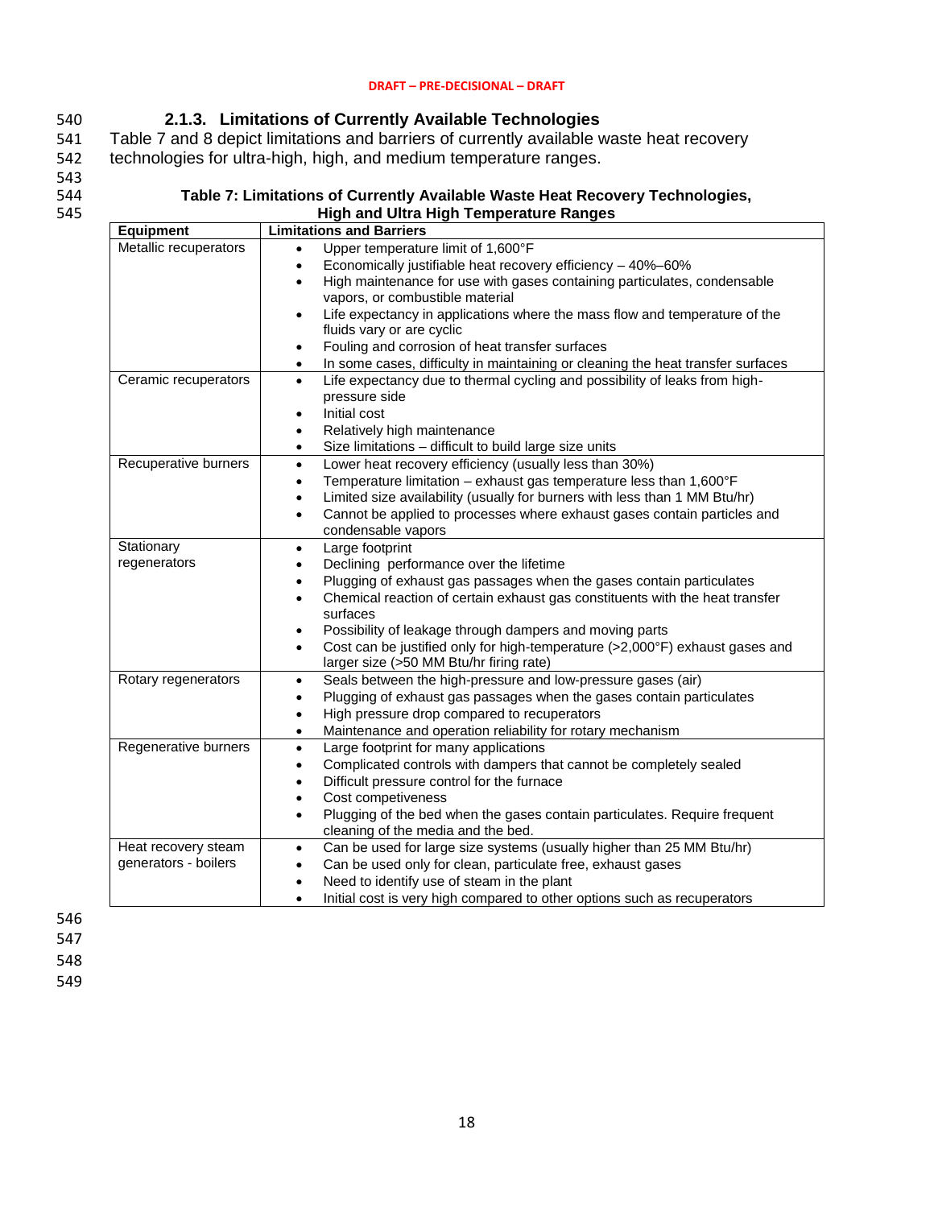### 2.1.3. Limitations of Currently Available Technologies

Table 7 and 8 depict limitations and barriers of currently available waste heat recovery technologies for ultra-high, high, and medium temperature ranges.

**Table 7: Limitations of Currently Available Waste Heat Recovery Technologies, High and Ultra High Temperature Ranges**

| Equipment | Limitations and Barriers |
|---|---|
| Metallic recuperators | • Upper temperature limit of 1,600°F<br>• Economically justifiable heat recovery efficiency – 40%–60%<br>• High maintenance for use with gases containing particulates, condensable vapors, or combustible material<br>• Life expectancy in applications where the mass flow and temperature of the fluids vary or are cyclic<br>• Fouling and corrosion of heat transfer surfaces<br>• In some cases, difficulty in maintaining or cleaning the heat transfer surfaces |
| Ceramic recuperators | • Life expectancy due to thermal cycling and possibility of leaks from high-pressure side<br>• Initial cost<br>• Relatively high maintenance<br>• Size limitations – difficult to build large size units |
| Recuperative burners | • Lower heat recovery efficiency (usually less than 30%)<br>• Temperature limitation – exhaust gas temperature less than 1,600°F<br>• Limited size availability (usually for burners with less than 1 MM Btu/hr)<br>• Cannot be applied to processes where exhaust gases contain particles and condensable vapors |
| Stationary regenerators | • Large footprint<br>• Declining performance over the lifetime<br>• Plugging of exhaust gas passages when the gases contain particulates<br>• Chemical reaction of certain exhaust gas constituents with the heat transfer surfaces<br>• Possibility of leakage through dampers and moving parts<br>• Cost can be justified only for high-temperature (>2,000°F) exhaust gases and larger size (>50 MM Btu/hr firing rate) |
| Rotary regenerators | • Seals between the high-pressure and low-pressure gases (air)<br>• Plugging of exhaust gas passages when the gases contain particulates<br>• High pressure drop compared to recuperators<br>• Maintenance and operation reliability for rotary mechanism |
| Regenerative burners | • Large footprint for many applications<br>• Complicated controls with dampers that cannot be completely sealed<br>• Difficult pressure control for the furnace<br>• Cost competiveness<br>• Plugging of the bed when the gases contain particulates. Require frequent cleaning of the media and the bed. |
| Heat recovery steam generators - boilers | • Can be used for large size systems (usually higher than 25 MM Btu/hr)<br>• Can be used only for clean, particulate free, exhaust gases<br>• Need to identify use of steam in the plant<br>• Initial cost is very high compared to other options such as recuperators |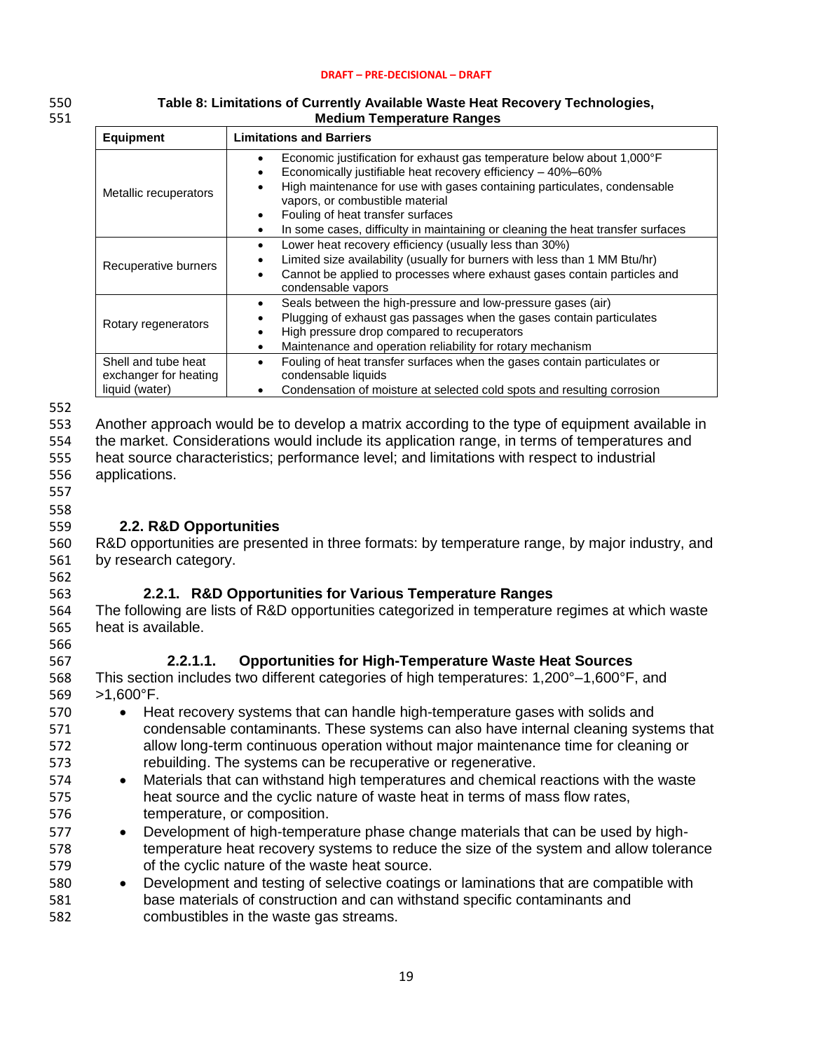**Table 8: Limitations of Currently Available Waste Heat Recovery Technologies, Medium Temperature Ranges**

| Equipment | Limitations and Barriers |
|---|---|
| Metallic recuperators | • Economic justification for exhaust gas temperature below about 1,000°F<br>• Economically justifiable heat recovery efficiency – 40%–60%<br>• High maintenance for use with gases containing particulates, condensable vapors, or combustible material<br>• Fouling of heat transfer surfaces<br>• In some cases, difficulty in maintaining or cleaning the heat transfer surfaces |
| Recuperative burners | • Lower heat recovery efficiency (usually less than 30%)<br>• Limited size availability (usually for burners with less than 1 MM Btu/hr)<br>• Cannot be applied to processes where exhaust gases contain particles and condensable vapors |
| Rotary regenerators | • Seals between the high-pressure and low-pressure gases (air)<br>• Plugging of exhaust gas passages when the gases contain particulates<br>• High pressure drop compared to recuperators<br>• Maintenance and operation reliability for rotary mechanism |
| Shell and tube heat exchanger for heating liquid (water) | • Fouling of heat transfer surfaces when the gases contain particulates or condensable liquids<br>• Condensation of moisture at selected cold spots and resulting corrosion |

Another approach would be to develop a matrix according to the type of equipment available in the market. Considerations would include its application range, in terms of temperatures and heat source characteristics; performance level; and limitations with respect to industrial applications.

## 2.2. R&D Opportunities

R&D opportunities are presented in three formats: by temperature range, by major industry, and by research category.

### 2.2.1. R&D Opportunities for Various Temperature Ranges

The following are lists of R&D opportunities categorized in temperature regimes at which waste heat is available.

#### 2.2.1.1. Opportunities for High-Temperature Waste Heat Sources

This section includes two different categories of high temperatures: 1,200°–1,600°F, and >1,600°F.

- Heat recovery systems that can handle high-temperature gases with solids and condensable contaminants. These systems can also have internal cleaning systems that allow long-term continuous operation without major maintenance time for cleaning or rebuilding. The systems can be recuperative or regenerative.
- Materials that can withstand high temperatures and chemical reactions with the waste heat source and the cyclic nature of waste heat in terms of mass flow rates, temperature, or composition.
- Development of high-temperature phase change materials that can be used by high-temperature heat recovery systems to reduce the size of the system and allow tolerance of the cyclic nature of the waste heat source.
- Development and testing of selective coatings or laminations that are compatible with base materials of construction and can withstand specific contaminants and combustibles in the waste gas streams.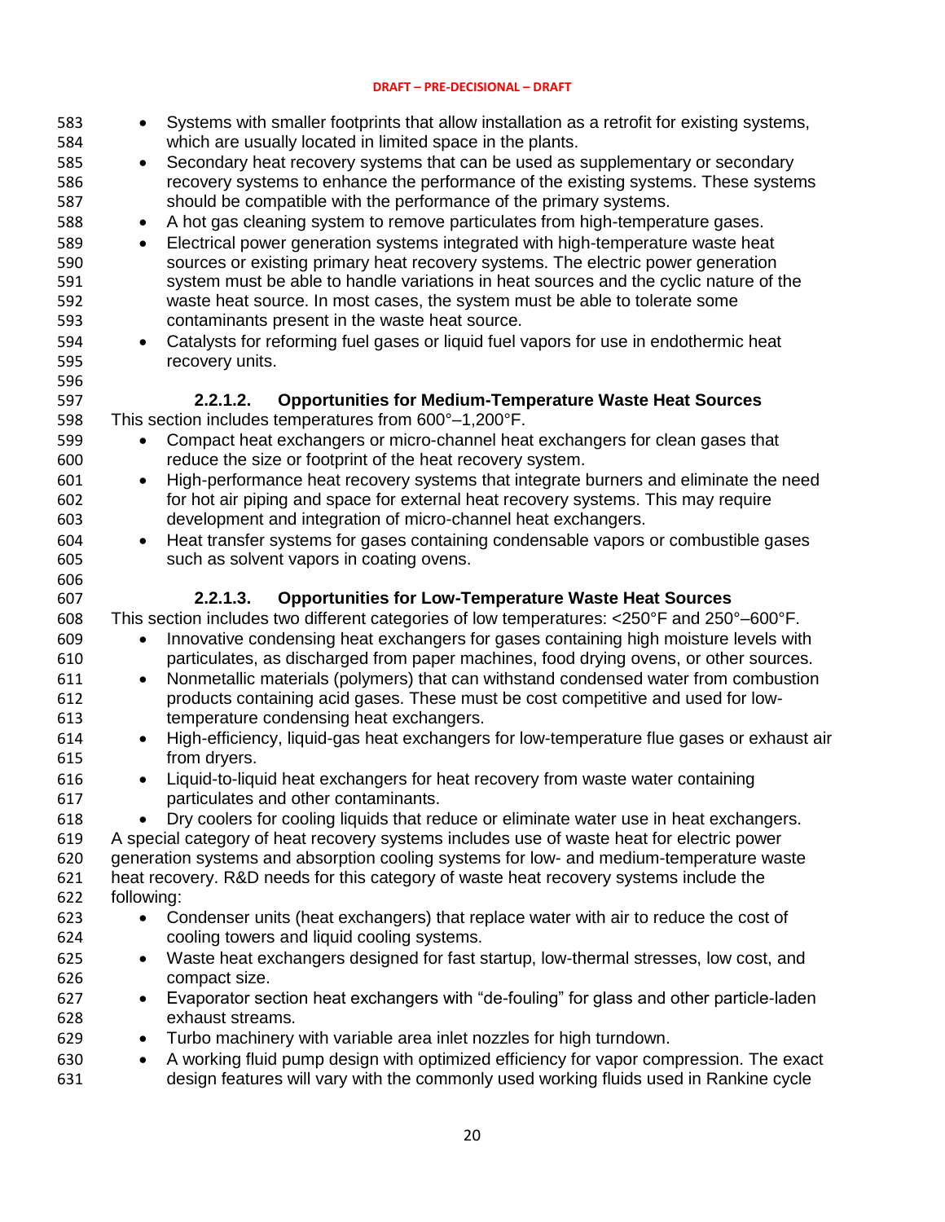- Systems with smaller footprints that allow installation as a retrofit for existing systems, which are usually located in limited space in the plants.
- Secondary heat recovery systems that can be used as supplementary or secondary recovery systems to enhance the performance of the existing systems. These systems should be compatible with the performance of the primary systems.
- A hot gas cleaning system to remove particulates from high-temperature gases.
- Electrical power generation systems integrated with high-temperature waste heat sources or existing primary heat recovery systems. The electric power generation system must be able to handle variations in heat sources and the cyclic nature of the waste heat source. In most cases, the system must be able to tolerate some contaminants present in the waste heat source.
- Catalysts for reforming fuel gases or liquid fuel vapors for use in endothermic heat recovery units.

#### 2.2.1.2. Opportunities for Medium-Temperature Waste Heat Sources

This section includes temperatures from 600°–1,200°F.

- Compact heat exchangers or micro-channel heat exchangers for clean gases that reduce the size or footprint of the heat recovery system.
- High-performance heat recovery systems that integrate burners and eliminate the need for hot air piping and space for external heat recovery systems. This may require development and integration of micro-channel heat exchangers.
- Heat transfer systems for gases containing condensable vapors or combustible gases such as solvent vapors in coating ovens.

#### 2.2.1.3. Opportunities for Low-Temperature Waste Heat Sources

This section includes two different categories of low temperatures: <250°F and 250°–600°F.

- Innovative condensing heat exchangers for gases containing high moisture levels with particulates, as discharged from paper machines, food drying ovens, or other sources.
- Nonmetallic materials (polymers) that can withstand condensed water from combustion products containing acid gases. These must be cost competitive and used for low-temperature condensing heat exchangers.
- High-efficiency, liquid-gas heat exchangers for low-temperature flue gases or exhaust air from dryers.
- Liquid-to-liquid heat exchangers for heat recovery from waste water containing particulates and other contaminants.
- Dry coolers for cooling liquids that reduce or eliminate water use in heat exchangers.

A special category of heat recovery systems includes use of waste heat for electric power generation systems and absorption cooling systems for low- and medium-temperature waste heat recovery. R&D needs for this category of waste heat recovery systems include the following:

- Condenser units (heat exchangers) that replace water with air to reduce the cost of cooling towers and liquid cooling systems.
- Waste heat exchangers designed for fast startup, low-thermal stresses, low cost, and compact size.
- Evaporator section heat exchangers with "de-fouling" for glass and other particle-laden exhaust streams.
- Turbo machinery with variable area inlet nozzles for high turndown.
- A working fluid pump design with optimized efficiency for vapor compression. The exact design features will vary with the commonly used working fluids used in Rankine cycle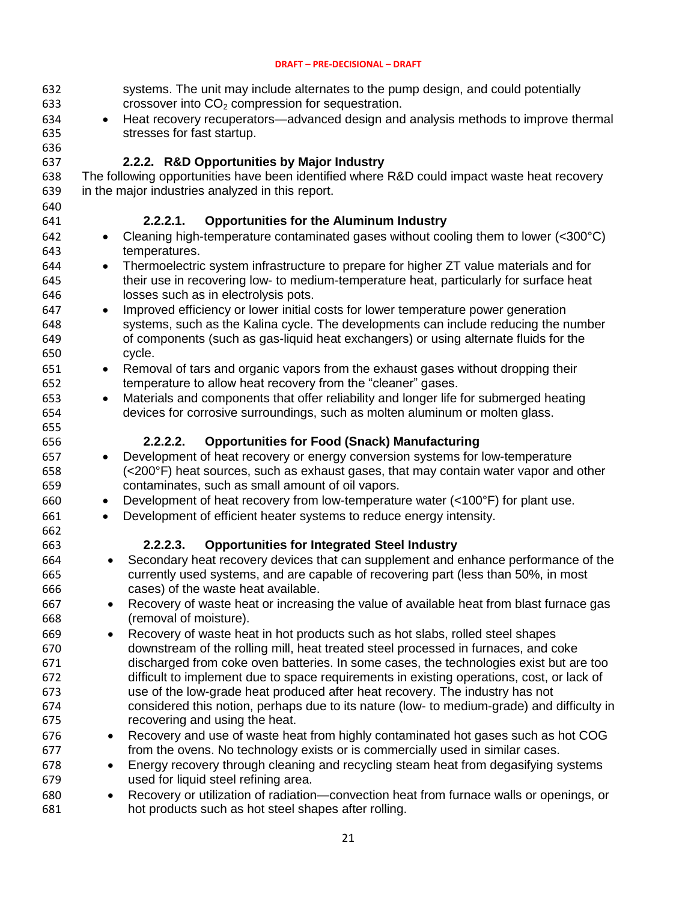systems. The unit may include alternates to the pump design, and could potentially crossover into $CO_2$ compression for sequestration.

- Heat recovery recuperators—advanced design and analysis methods to improve thermal stresses for fast startup.

### 2.2.2. R&D Opportunities by Major Industry

The following opportunities have been identified where R&D could impact waste heat recovery in the major industries analyzed in this report.

#### 2.2.2.1. Opportunities for the Aluminum Industry

- Cleaning high-temperature contaminated gases without cooling them to lower (<300°C) temperatures.
- Thermoelectric system infrastructure to prepare for higher ZT value materials and for their use in recovering low- to medium-temperature heat, particularly for surface heat losses such as in electrolysis pots.
- Improved efficiency or lower initial costs for lower temperature power generation systems, such as the Kalina cycle. The developments can include reducing the number of components (such as gas-liquid heat exchangers) or using alternate fluids for the cycle.
- Removal of tars and organic vapors from the exhaust gases without dropping their temperature to allow heat recovery from the "cleaner" gases.
- Materials and components that offer reliability and longer life for submerged heating devices for corrosive surroundings, such as molten aluminum or molten glass.

#### 2.2.2.2. Opportunities for Food (Snack) Manufacturing

- Development of heat recovery or energy conversion systems for low-temperature (<200°F) heat sources, such as exhaust gases, that may contain water vapor and other contaminates, such as small amount of oil vapors.
- Development of heat recovery from low-temperature water (<100°F) for plant use.
- Development of efficient heater systems to reduce energy intensity.

#### 2.2.2.3. Opportunities for Integrated Steel Industry

- Secondary heat recovery devices that can supplement and enhance performance of the currently used systems, and are capable of recovering part (less than 50%, in most cases) of the waste heat available.
- Recovery of waste heat or increasing the value of available heat from blast furnace gas (removal of moisture).
- Recovery of waste heat in hot products such as hot slabs, rolled steel shapes downstream of the rolling mill, heat treated steel processed in furnaces, and coke discharged from coke oven batteries. In some cases, the technologies exist but are too difficult to implement due to space requirements in existing operations, cost, or lack of use of the low-grade heat produced after heat recovery. The industry has not considered this notion, perhaps due to its nature (low- to medium-grade) and difficulty in recovering and using the heat.
- Recovery and use of waste heat from highly contaminated hot gases such as hot COG from the ovens. No technology exists or is commercially used in similar cases.
- Energy recovery through cleaning and recycling steam heat from degasifying systems used for liquid steel refining area.
- Recovery or utilization of radiation—convection heat from furnace walls or openings, or hot products such as hot steel shapes after rolling.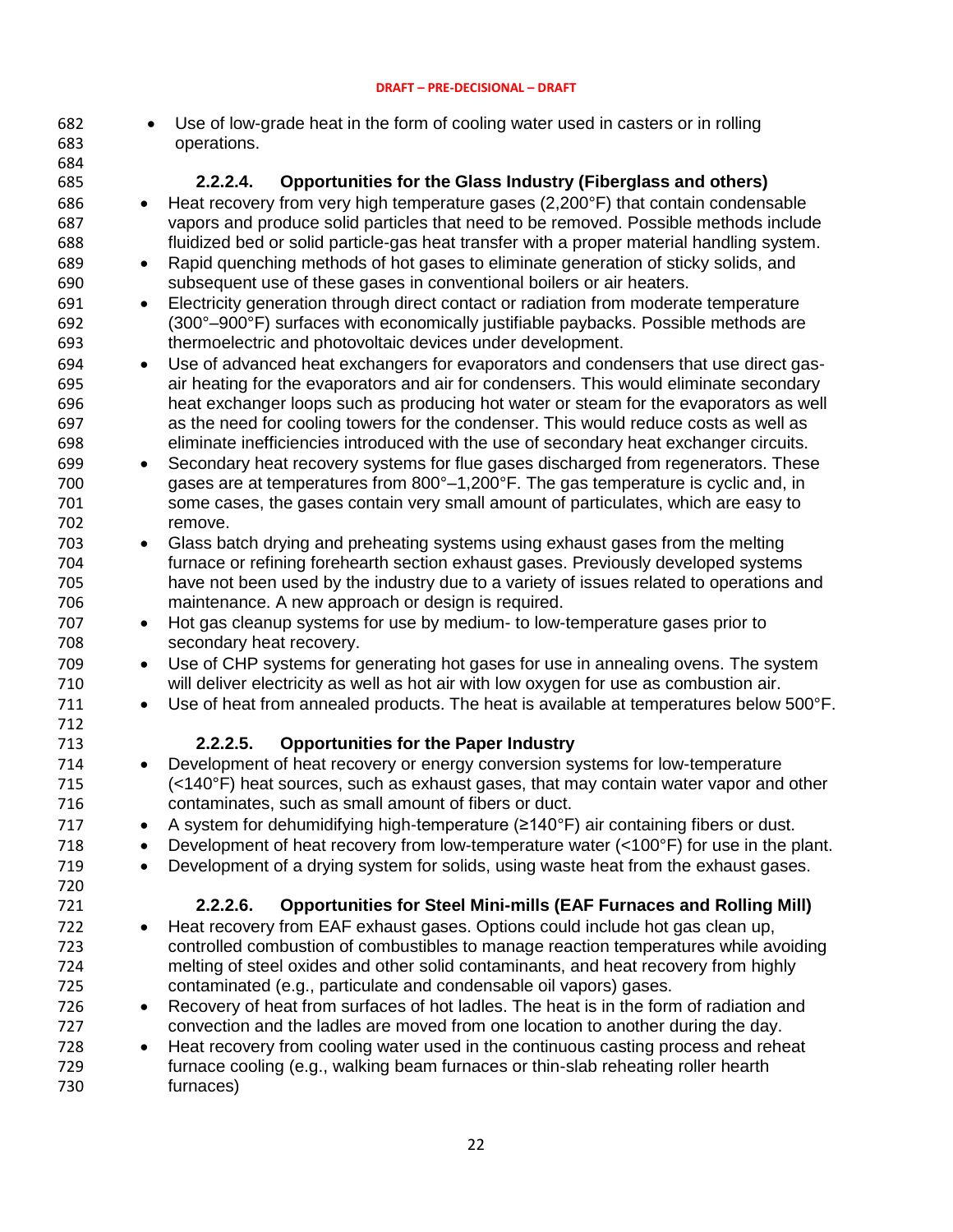- Use of low-grade heat in the form of cooling water used in casters or in rolling operations.

#### 2.2.2.4. Opportunities for the Glass Industry (Fiberglass and others)

- Heat recovery from very high temperature gases (2,200°F) that contain condensable vapors and produce solid particles that need to be removed. Possible methods include fluidized bed or solid particle-gas heat transfer with a proper material handling system.
- Rapid quenching methods of hot gases to eliminate generation of sticky solids, and subsequent use of these gases in conventional boilers or air heaters.
- Electricity generation through direct contact or radiation from moderate temperature (300°–900°F) surfaces with economically justifiable paybacks. Possible methods are thermoelectric and photovoltaic devices under development.
- Use of advanced heat exchangers for evaporators and condensers that use direct gas-air heating for the evaporators and air for condensers. This would eliminate secondary heat exchanger loops such as producing hot water or steam for the evaporators as well as the need for cooling towers for the condenser. This would reduce costs as well as eliminate inefficiencies introduced with the use of secondary heat exchanger circuits.
- Secondary heat recovery systems for flue gases discharged from regenerators. These gases are at temperatures from 800°–1,200°F. The gas temperature is cyclic and, in some cases, the gases contain very small amount of particulates, which are easy to remove.
- Glass batch drying and preheating systems using exhaust gases from the melting furnace or refining forehearth section exhaust gases. Previously developed systems have not been used by the industry due to a variety of issues related to operations and maintenance. A new approach or design is required.
- Hot gas cleanup systems for use by medium- to low-temperature gases prior to secondary heat recovery.
- Use of CHP systems for generating hot gases for use in annealing ovens. The system will deliver electricity as well as hot air with low oxygen for use as combustion air.
- Use of heat from annealed products. The heat is available at temperatures below 500°F.

#### 2.2.2.5. Opportunities for the Paper Industry

- Development of heat recovery or energy conversion systems for low-temperature (<140°F) heat sources, such as exhaust gases, that may contain water vapor and other contaminates, such as small amount of fibers or duct.
- A system for dehumidifying high-temperature (≥140°F) air containing fibers or dust.
- Development of heat recovery from low-temperature water (<100°F) for use in the plant.
- Development of a drying system for solids, using waste heat from the exhaust gases.

#### 2.2.2.6. Opportunities for Steel Mini-mills (EAF Furnaces and Rolling Mill)

- Heat recovery from EAF exhaust gases. Options could include hot gas clean up, controlled combustion of combustibles to manage reaction temperatures while avoiding melting of steel oxides and other solid contaminants, and heat recovery from highly contaminated (e.g., particulate and condensable oil vapors) gases.
- Recovery of heat from surfaces of hot ladles. The heat is in the form of radiation and convection and the ladles are moved from one location to another during the day.
- Heat recovery from cooling water used in the continuous casting process and reheat furnace cooling (e.g., walking beam furnaces or thin-slab reheating roller hearth furnaces)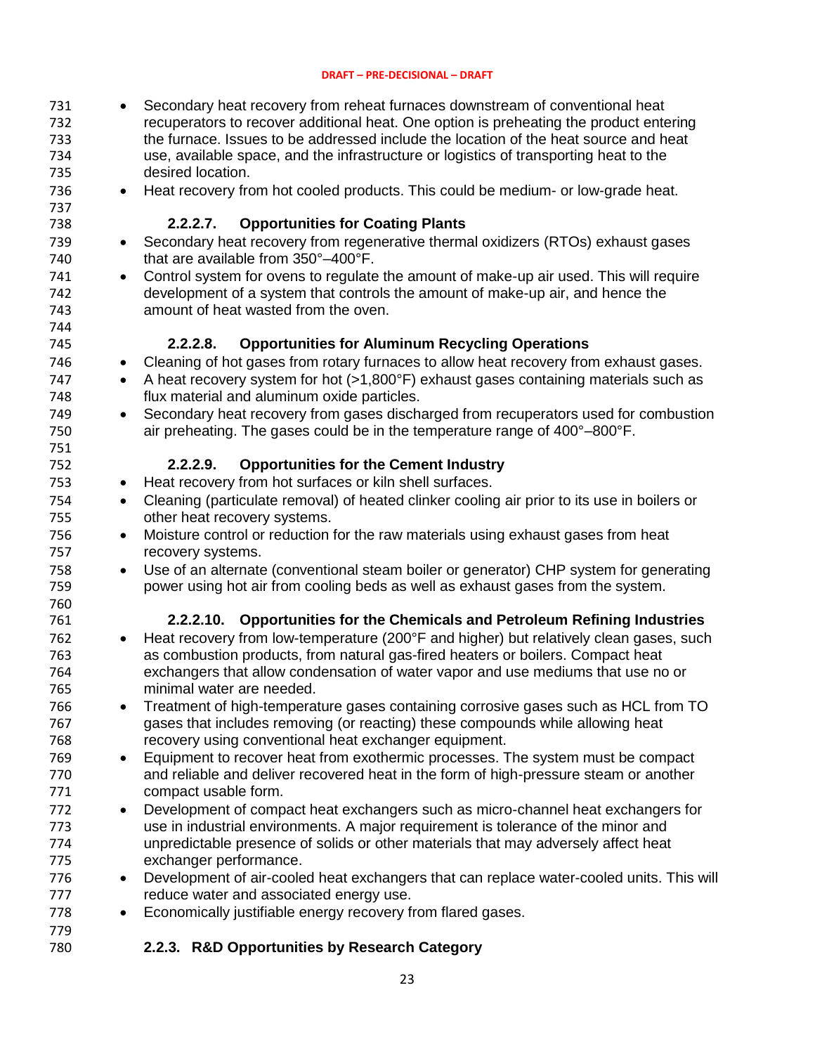- Secondary heat recovery from reheat furnaces downstream of conventional heat recuperators to recover additional heat. One option is preheating the product entering the furnace. Issues to be addressed include the location of the heat source and heat use, available space, and the infrastructure or logistics of transporting heat to the desired location.
- Heat recovery from hot cooled products. This could be medium- or low-grade heat.

#### 2.2.2.7. Opportunities for Coating Plants

- Secondary heat recovery from regenerative thermal oxidizers (RTOs) exhaust gases that are available from 350°–400°F.
- Control system for ovens to regulate the amount of make-up air used. This will require development of a system that controls the amount of make-up air, and hence the amount of heat wasted from the oven.

#### 2.2.2.8. Opportunities for Aluminum Recycling Operations

- Cleaning of hot gases from rotary furnaces to allow heat recovery from exhaust gases.
- A heat recovery system for hot (>1,800°F) exhaust gases containing materials such as flux material and aluminum oxide particles.
- Secondary heat recovery from gases discharged from recuperators used for combustion air preheating. The gases could be in the temperature range of 400°–800°F.

#### 2.2.2.9. Opportunities for the Cement Industry

- Heat recovery from hot surfaces or kiln shell surfaces.
- Cleaning (particulate removal) of heated clinker cooling air prior to its use in boilers or other heat recovery systems.
- Moisture control or reduction for the raw materials using exhaust gases from heat recovery systems.
- Use of an alternate (conventional steam boiler or generator) CHP system for generating power using hot air from cooling beds as well as exhaust gases from the system.

#### 2.2.2.10. Opportunities for the Chemicals and Petroleum Refining Industries

- Heat recovery from low-temperature (200°F and higher) but relatively clean gases, such as combustion products, from natural gas-fired heaters or boilers. Compact heat exchangers that allow condensation of water vapor and use mediums that use no or minimal water are needed.
- Treatment of high-temperature gases containing corrosive gases such as HCL from TO gases that includes removing (or reacting) these compounds while allowing heat recovery using conventional heat exchanger equipment.
- Equipment to recover heat from exothermic processes. The system must be compact and reliable and deliver recovered heat in the form of high-pressure steam or another compact usable form.
- Development of compact heat exchangers such as micro-channel heat exchangers for use in industrial environments. A major requirement is tolerance of the minor and unpredictable presence of solids or other materials that may adversely affect heat exchanger performance.
- Development of air-cooled heat exchangers that can replace water-cooled units. This will reduce water and associated energy use.
- Economically justifiable energy recovery from flared gases.

### 2.2.3. R&D Opportunities by Research Category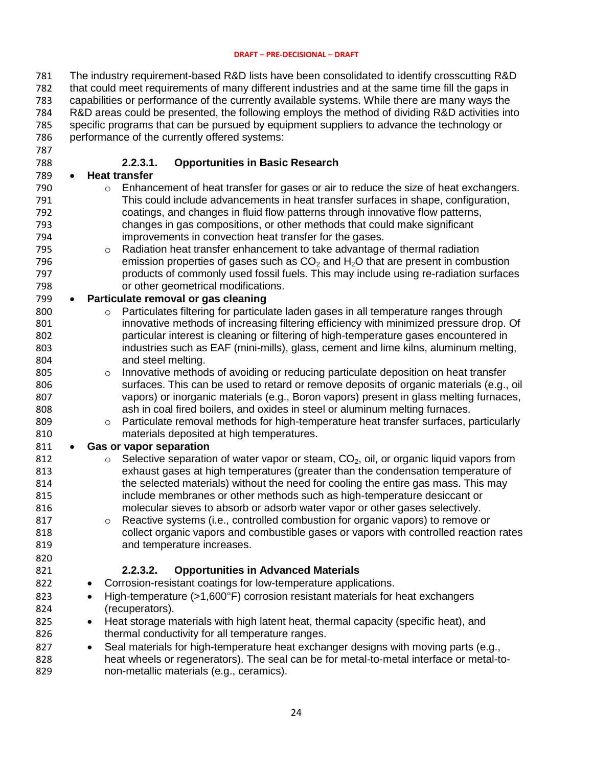The industry requirement-based R&D lists have been consolidated to identify crosscutting R&D that could meet requirements of many different industries and at the same time fill the gaps in capabilities or performance of the currently available systems. While there are many ways the R&D areas could be presented, the following employs the method of dividing R&D activities into specific programs that can be pursued by equipment suppliers to advance the technology or performance of the currently offered systems:

#### 2.2.3.1. Opportunities in Basic Research

- **Heat transfer**
  - Enhancement of heat transfer for gases or air to reduce the size of heat exchangers. This could include advancements in heat transfer surfaces in shape, configuration, coatings, and changes in fluid flow patterns through innovative flow patterns, changes in gas compositions, or other methods that could make significant improvements in convection heat transfer for the gases.
  - Radiation heat transfer enhancement to take advantage of thermal radiation emission properties of gases such as $CO_2$ and $H_2O$ that are present in combustion products of commonly used fossil fuels. This may include using re-radiation surfaces or other geometrical modifications.
- **Particulate removal or gas cleaning**
  - Particulates filtering for particulate laden gases in all temperature ranges through innovative methods of increasing filtering efficiency with minimized pressure drop. Of particular interest is cleaning or filtering of high-temperature gases encountered in industries such as EAF (mini-mills), glass, cement and lime kilns, aluminum melting, and steel melting.
  - Innovative methods of avoiding or reducing particulate deposition on heat transfer surfaces. This can be used to retard or remove deposits of organic materials (e.g., oil vapors) or inorganic materials (e.g., Boron vapors) present in glass melting furnaces, ash in coal fired boilers, and oxides in steel or aluminum melting furnaces.
  - Particulate removal methods for high-temperature heat transfer surfaces, particularly materials deposited at high temperatures.
- **Gas or vapor separation**
  - Selective separation of water vapor or steam, $CO_2$, oil, or organic liquid vapors from exhaust gases at high temperatures (greater than the condensation temperature of the selected materials) without the need for cooling the entire gas mass. This may include membranes or other methods such as high-temperature desiccant or molecular sieves to absorb or adsorb water vapor or other gases selectively.
  - Reactive systems (i.e., controlled combustion for organic vapors) to remove or collect organic vapors and combustible gases or vapors with controlled reaction rates and temperature increases.

#### 2.2.3.2. Opportunities in Advanced Materials

- Corrosion-resistant coatings for low-temperature applications.
- High-temperature (>1,600°F) corrosion resistant materials for heat exchangers (recuperators).
- Heat storage materials with high latent heat, thermal capacity (specific heat), and thermal conductivity for all temperature ranges.
- Seal materials for high-temperature heat exchanger designs with moving parts (e.g., heat wheels or regenerators). The seal can be for metal-to-metal interface or metal-to-non-metallic materials (e.g., ceramics).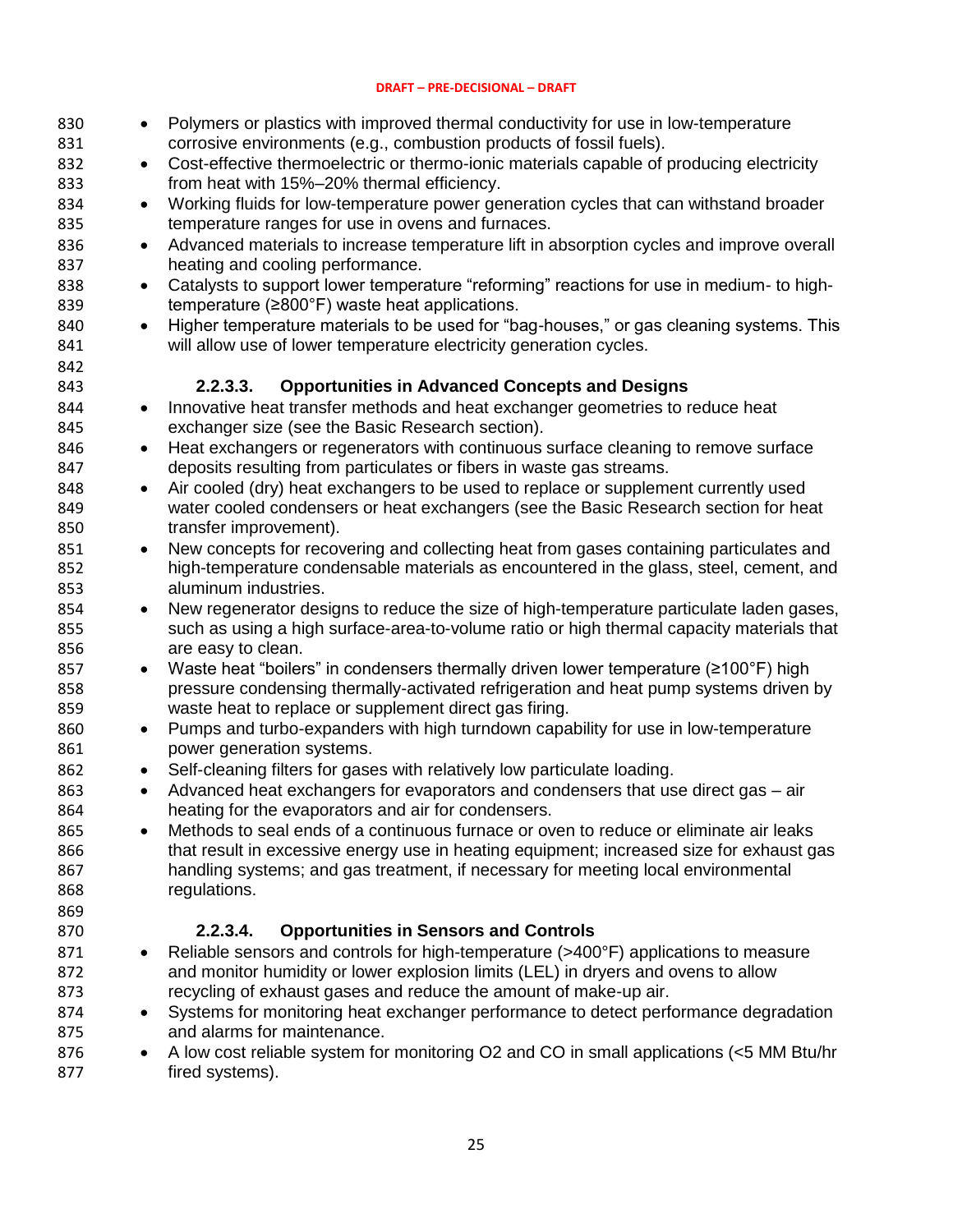- Polymers or plastics with improved thermal conductivity for use in low-temperature corrosive environments (e.g., combustion products of fossil fuels).
- Cost-effective thermoelectric or thermo-ionic materials capable of producing electricity from heat with 15%–20% thermal efficiency.
- Working fluids for low-temperature power generation cycles that can withstand broader temperature ranges for use in ovens and furnaces.
- Advanced materials to increase temperature lift in absorption cycles and improve overall heating and cooling performance.
- Catalysts to support lower temperature "reforming" reactions for use in medium- to high-temperature (≥800°F) waste heat applications.
- Higher temperature materials to be used for "bag-houses," or gas cleaning systems. This will allow use of lower temperature electricity generation cycles.

#### 2.2.3.3. Opportunities in Advanced Concepts and Designs

- Innovative heat transfer methods and heat exchanger geometries to reduce heat exchanger size (see the Basic Research section).
- Heat exchangers or regenerators with continuous surface cleaning to remove surface deposits resulting from particulates or fibers in waste gas streams.
- Air cooled (dry) heat exchangers to be used to replace or supplement currently used water cooled condensers or heat exchangers (see the Basic Research section for heat transfer improvement).
- New concepts for recovering and collecting heat from gases containing particulates and high-temperature condensable materials as encountered in the glass, steel, cement, and aluminum industries.
- New regenerator designs to reduce the size of high-temperature particulate laden gases, such as using a high surface-area-to-volume ratio or high thermal capacity materials that are easy to clean.
- Waste heat "boilers" in condensers thermally driven lower temperature (≥100°F) high pressure condensing thermally-activated refrigeration and heat pump systems driven by waste heat to replace or supplement direct gas firing.
- Pumps and turbo-expanders with high turndown capability for use in low-temperature power generation systems.
- Self-cleaning filters for gases with relatively low particulate loading.
- Advanced heat exchangers for evaporators and condensers that use direct gas – air heating for the evaporators and air for condensers.
- Methods to seal ends of a continuous furnace or oven to reduce or eliminate air leaks that result in excessive energy use in heating equipment; increased size for exhaust gas handling systems; and gas treatment, if necessary for meeting local environmental regulations.

#### 2.2.3.4. Opportunities in Sensors and Controls

- Reliable sensors and controls for high-temperature (>400°F) applications to measure and monitor humidity or lower explosion limits (LEL) in dryers and ovens to allow recycling of exhaust gases and reduce the amount of make-up air.
- Systems for monitoring heat exchanger performance to detect performance degradation and alarms for maintenance.
- A low cost reliable system for monitoring $O_2$ and CO in small applications (<5 MM Btu/hr fired systems).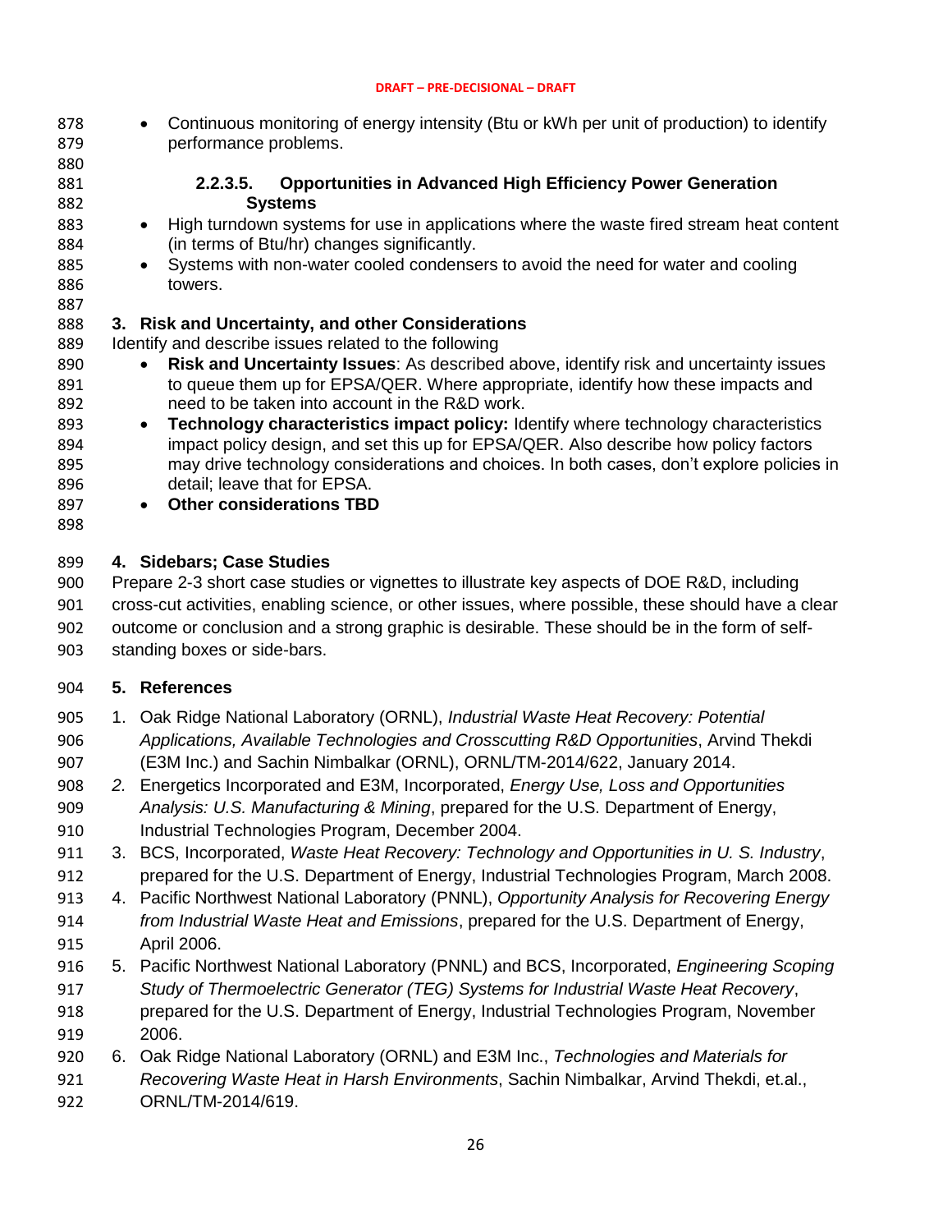- Continuous monitoring of energy intensity (Btu or kWh per unit of production) to identify performance problems.

#### 2.2.3.5. Opportunities in Advanced High Efficiency Power Generation Systems

- High turndown systems for use in applications where the waste fired stream heat content (in terms of Btu/hr) changes significantly.
- Systems with non-water cooled condensers to avoid the need for water and cooling towers.

## 3. Risk and Uncertainty, and other Considerations

Identify and describe issues related to the following

- **Risk and Uncertainty Issues**: As described above, identify risk and uncertainty issues to queue them up for EPSA/QER. Where appropriate, identify how these impacts and need to be taken into account in the R&D work.
- **Technology characteristics impact policy:** Identify where technology characteristics impact policy design, and set this up for EPSA/QER. Also describe how policy factors may drive technology considerations and choices. In both cases, don't explore policies in detail; leave that for EPSA.
- **Other considerations TBD**

## 4. Sidebars; Case Studies

Prepare 2-3 short case studies or vignettes to illustrate key aspects of DOE R&D, including cross-cut activities, enabling science, or other issues, where possible, these should have a clear outcome or conclusion and a strong graphic is desirable. These should be in the form of self-standing boxes or side-bars.

## 5. References

1. Oak Ridge National Laboratory (ORNL), *Industrial Waste Heat Recovery: Potential Applications, Available Technologies and Crosscutting R&D Opportunities*, Arvind Thekdi (E3M Inc.) and Sachin Nimbalkar (ORNL), ORNL/TM-2014/622, January 2014.
2. Energetics Incorporated and E3M, Incorporated, *Energy Use, Loss and Opportunities Analysis: U.S. Manufacturing & Mining*, prepared for the U.S. Department of Energy, Industrial Technologies Program, December 2004.
3. BCS, Incorporated, *Waste Heat Recovery: Technology and Opportunities in U. S. Industry*, prepared for the U.S. Department of Energy, Industrial Technologies Program, March 2008.
4. Pacific Northwest National Laboratory (PNNL), *Opportunity Analysis for Recovering Energy from Industrial Waste Heat and Emissions*, prepared for the U.S. Department of Energy, April 2006.
5. Pacific Northwest National Laboratory (PNNL) and BCS, Incorporated, *Engineering Scoping Study of Thermoelectric Generator (TEG) Systems for Industrial Waste Heat Recovery*, prepared for the U.S. Department of Energy, Industrial Technologies Program, November 2006.
6. Oak Ridge National Laboratory (ORNL) and E3M Inc., *Technologies and Materials for Recovering Waste Heat in Harsh Environments*, Sachin Nimbalkar, Arvind Thekdi, et.al., ORNL/TM-2014/619.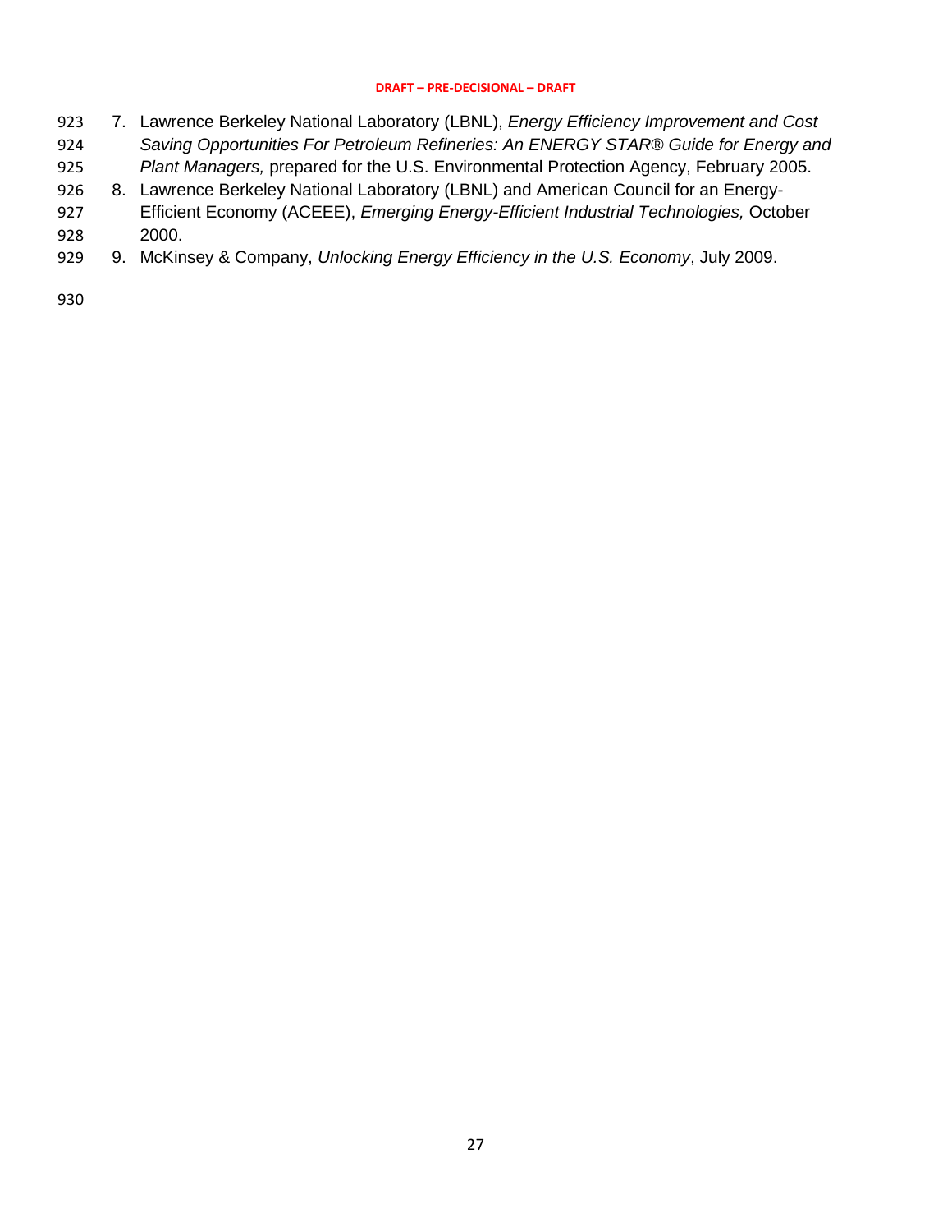7. Lawrence Berkeley National Laboratory (LBNL), *Energy Efficiency Improvement and Cost Saving Opportunities For Petroleum Refineries: An ENERGY STAR® Guide for Energy and Plant Managers,* prepared for the U.S. Environmental Protection Agency, February 2005.
8. Lawrence Berkeley National Laboratory (LBNL) and American Council for an Energy-Efficient Economy (ACEEE), *Emerging Energy-Efficient Industrial Technologies,* October 2000.
9. McKinsey & Company, *Unlocking Energy Efficiency in the U.S. Economy*, July 2009.